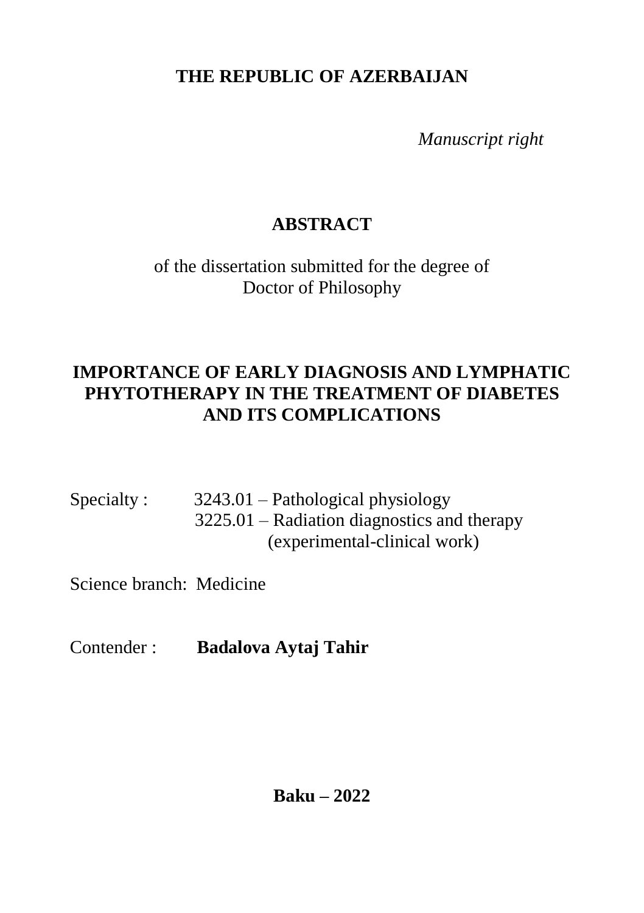**THE REPUBLIC OF AZERBAIJAN**

*Manuscript right*

# ABSTRACT

of the dissertation submitted for the degree of
Doctor of Philosophy

## IMPORTANCE OF EARLY DIAGNOSIS AND LYMPHATIC PHYTOTHERAPY IN THE TREATMENT OF DIABETES AND ITS COMPLICATIONS

Specialty : 3243.01 – Pathological physiology
3225.01 – Radiation diagnostics and therapy
(experimental-clinical work)

Science branch: Medicine

Contender : **Badalova Aytaj Tahir**

**Baku – 2022**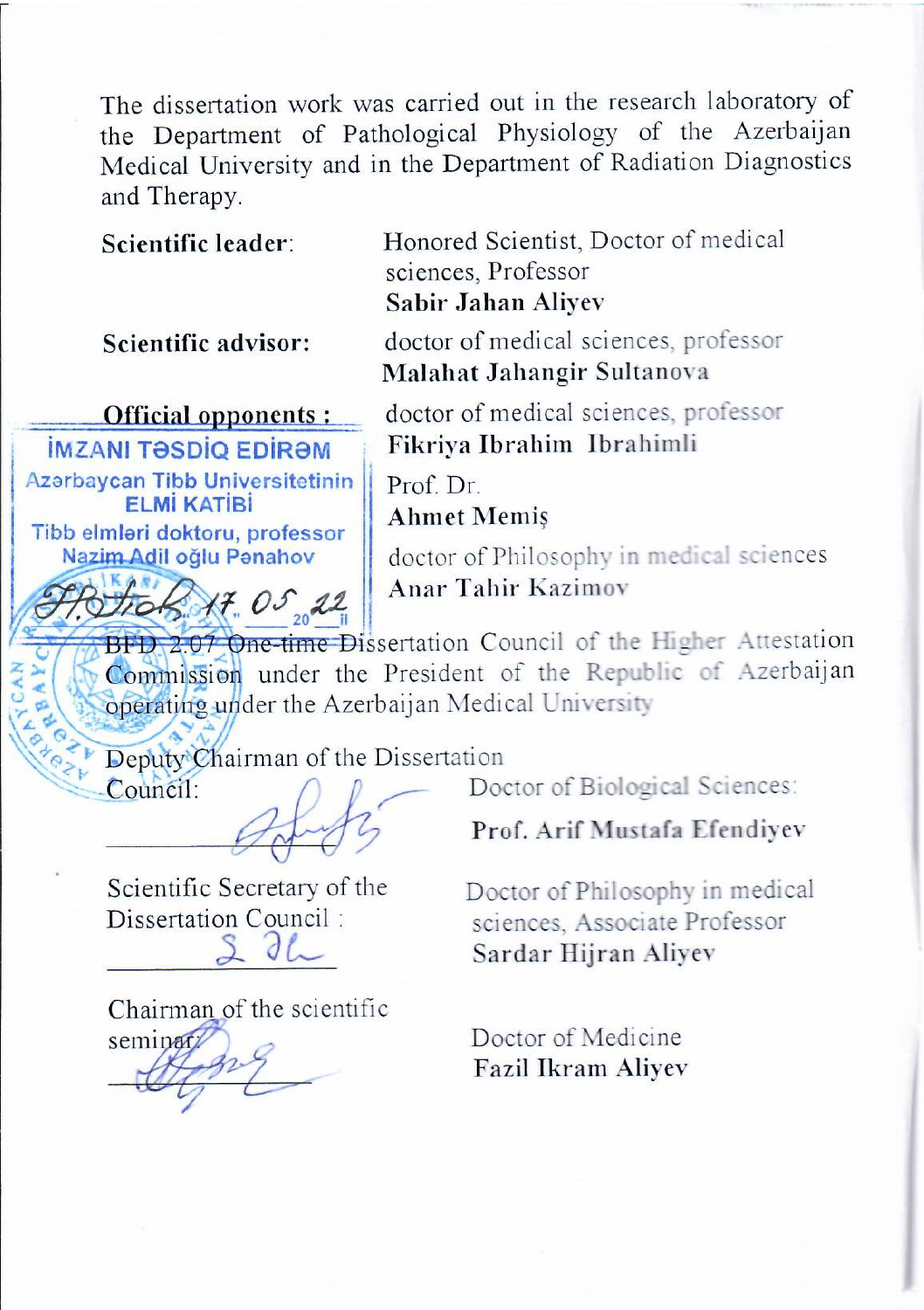The dissertation work was carried out in the research laboratory of the Department of Pathological Physiology of the Azerbaijan Medical University and in the Department of Radiation Diagnostics and Therapy.

**Scientific leader:** Honored Scientist, Doctor of medical sciences, Professor
**Sabir Jahan Aliyev**

**Scientific advisor:** doctor of medical sciences, professor
**Malahat Jahangir Sultanova**

**Official opponents :** doctor of medical sciences, professor
**Fikriya Ibrahim Ibrahimli**

Prof. Dr.
**Ahmet Memiş**

doctor of Philosophy in medical sciences
**Anar Tahir Kazimov**

İMZANI TƏSDİQ EDİRƏM
Azərbaycan Tibb Universitetinin
ELMİ KATİBİ
Tibb elmləri doktoru, professor
Nazim Adil oğlu Pənahov
17.05.22

BFD 2.07 One-time Dissertation Council of the Higher Attestation Commission under the President of the Republic of Azerbaijan operating under the Azerbaijan Medical University

Deputy Chairman of the Dissertation Council: Doctor of Biological Sciences:
**Prof. Arif Mustafa Efendiyev**

Scientific Secretary of the Dissertation Council : Doctor of Philosophy in medical sciences, Associate Professor
**Sardar Hijran Aliyev**

Chairman of the scientific seminar: Doctor of Medicine
**Fazil Ikram Aliyev**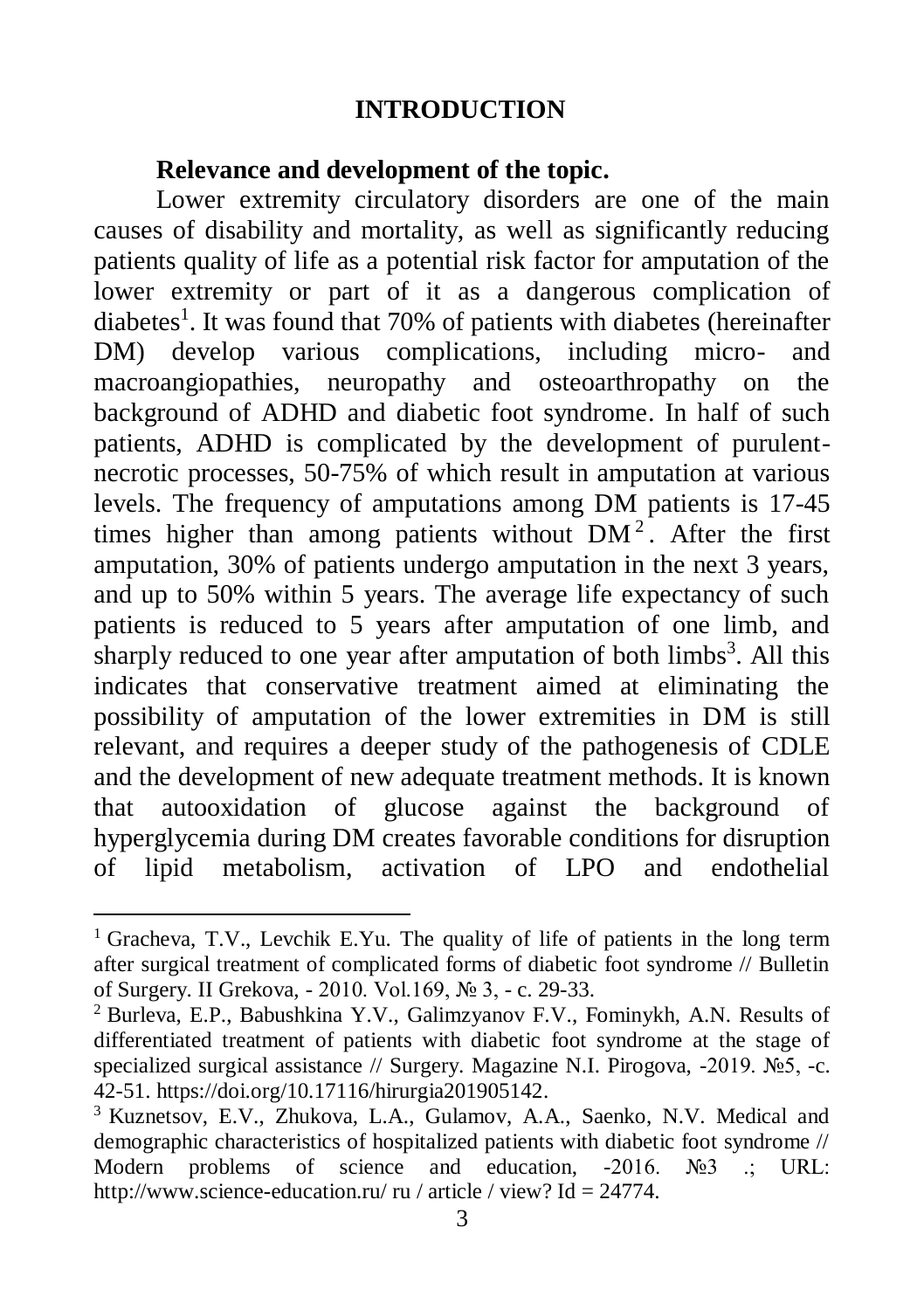# INTRODUCTION

**Relevance and development of the topic.**

Lower extremity circulatory disorders are one of the main causes of disability and mortality, as well as significantly reducing patients quality of life as a potential risk factor for amputation of the lower extremity or part of it as a dangerous complication of diabetes[1]. It was found that 70% of patients with diabetes (hereinafter DM) develop various complications, including micro- and macroangiopathies, neuropathy and osteoarthropathy on the background of ADHD and diabetic foot syndrome. In half of such patients, ADHD is complicated by the development of purulent-necrotic processes, 50-75% of which result in amputation at various levels. The frequency of amputations among DM patients is 17-45 times higher than among patients without DM[2]. After the first amputation, 30% of patients undergo amputation in the next 3 years, and up to 50% within 5 years. The average life expectancy of such patients is reduced to 5 years after amputation of one limb, and sharply reduced to one year after amputation of both limbs[3]. All this indicates that conservative treatment aimed at eliminating the possibility of amputation of the lower extremities in DM is still relevant, and requires a deeper study of the pathogenesis of CDLE and the development of new adequate treatment methods. It is known that autooxidation of glucose against the background of hyperglycemia during DM creates favorable conditions for disruption of lipid metabolism, activation of LPO and endothelial

---

[1] Gracheva, T.V., Levchik E.Yu. The quality of life of patients in the long term after surgical treatment of complicated forms of diabetic foot syndrome // Bulletin of Surgery. II Grekova, - 2010. Vol.169, № 3, - c. 29-33.

[2] Burleva, E.P., Babushkina Y.V., Galimzyanov F.V., Fominykh, A.N. Results of differentiated treatment of patients with diabetic foot syndrome at the stage of specialized surgical assistance // Surgery. Magazine N.I. Pirogova, -2019. №5, -c. 42-51. https://doi.org/10.17116/hirurgia201905142.

[3] Kuznetsov, E.V., Zhukova, L.A., Gulamov, A.A., Saenko, N.V. Medical and demographic characteristics of hospitalized patients with diabetic foot syndrome // Modern problems of science and education, -2016. №3 .; URL: http://www.science-education.ru/ ru / article / view? Id = 24774.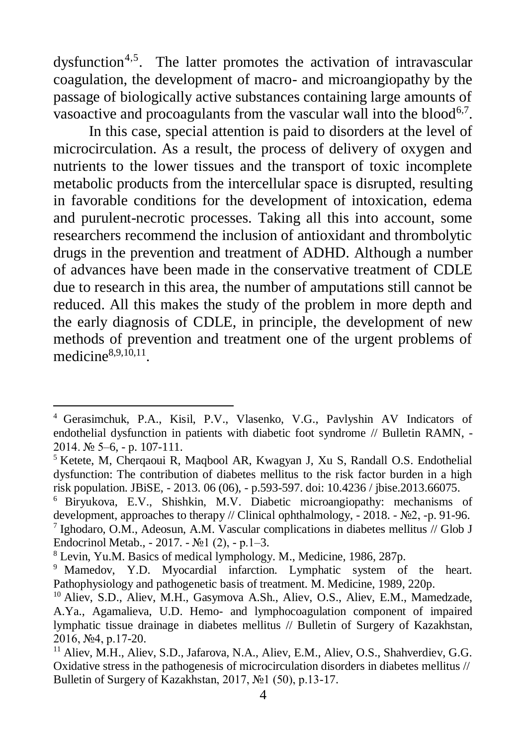dysfunction[4,5]. The latter promotes the activation of intravascular coagulation, the development of macro- and microangiopathy by the passage of biologically active substances containing large amounts of vasoactive and procoagulants from the vascular wall into the blood[6,7].

In this case, special attention is paid to disorders at the level of microcirculation. As a result, the process of delivery of oxygen and nutrients to the lower tissues and the transport of toxic incomplete metabolic products from the intercellular space is disrupted, resulting in favorable conditions for the development of intoxication, edema and purulent-necrotic processes. Taking all this into account, some researchers recommend the inclusion of antioxidant and thrombolytic drugs in the prevention and treatment of ADHD. Although a number of advances have been made in the conservative treatment of CDLE due to research in this area, the number of amputations still cannot be reduced. All this makes the study of the problem in more depth and the early diagnosis of CDLE, in principle, the development of new methods of prevention and treatment one of the urgent problems of medicine[8,9,10,11].

---

[4] Gerasimchuk, P.A., Kisil, P.V., Vlasenko, V.G., Pavlyshin AV Indicators of endothelial dysfunction in patients with diabetic foot syndrome // Bulletin RAMN, - 2014. № 5–6, - p. 107-111.

[5] Ketete, M, Cherqaoui R, Maqbool AR, Kwagyan J, Xu S, Randall O.S. Endothelial dysfunction: The contribution of diabetes mellitus to the risk factor burden in a high risk population. JBiSE, - 2013. 06 (06), - p.593-597. doi: 10.4236 / jbise.2013.66075.

[6] Biryukova, E.V., Shishkin, M.V. Diabetic microangiopathy: mechanisms of development, approaches to therapy // Clinical ophthalmology, - 2018. - №2, -p. 91-96.

[7] Ighodaro, O.M., Adeosun, A.M. Vascular complications in diabetes mellitus // Glob J Endocrinol Metab., - 2017. - №1 (2), - p.1–3.

[8] Levin, Yu.M. Basics of medical lymphology. M., Medicine, 1986, 287p.

[9] Mamedov, Y.D. Myocardial infarction. Lymphatic system of the heart. Pathophysiology and pathogenetic basis of treatment. M. Medicine, 1989, 220p.

[10] Aliev, S.D., Aliev, M.H., Gasymova A.Sh., Aliev, O.S., Aliev, E.M., Mamedzade, A.Ya., Agamalieva, U.D. Hemo- and lymphocoagulation component of impaired lymphatic tissue drainage in diabetes mellitus // Bulletin of Surgery of Kazakhstan, 2016, №4, p.17-20.

[11] Aliev, M.H., Aliev, S.D., Jafarova, N.A., Aliev, E.M., Aliev, O.S., Shahverdiev, G.G. Oxidative stress in the pathogenesis of microcirculation disorders in diabetes mellitus // Bulletin of Surgery of Kazakhstan, 2017, №1 (50), p.13-17.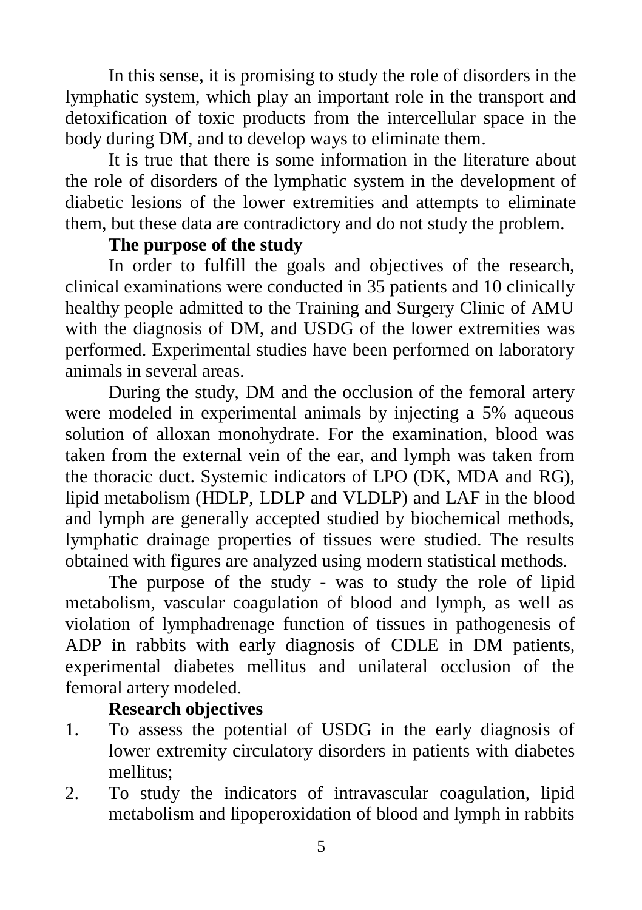In this sense, it is promising to study the role of disorders in the lymphatic system, which play an important role in the transport and detoxification of toxic products from the intercellular space in the body during DM, and to develop ways to eliminate them.

It is true that there is some information in the literature about the role of disorders of the lymphatic system in the development of diabetic lesions of the lower extremities and attempts to eliminate them, but these data are contradictory and do not study the problem.

**The purpose of the study**

In order to fulfill the goals and objectives of the research, clinical examinations were conducted in 35 patients and 10 clinically healthy people admitted to the Training and Surgery Clinic of AMU with the diagnosis of DM, and USDG of the lower extremities was performed. Experimental studies have been performed on laboratory animals in several areas.

During the study, DM and the occlusion of the femoral artery were modeled in experimental animals by injecting a 5% aqueous solution of alloxan monohydrate. For the examination, blood was taken from the external vein of the ear, and lymph was taken from the thoracic duct. Systemic indicators of LPO (DK, MDA and RG), lipid metabolism (HDLP, LDLP and VLDLP) and LAF in the blood and lymph are generally accepted studied by biochemical methods, lymphatic drainage properties of tissues were studied. The results obtained with figures are analyzed using modern statistical methods.

The purpose of the study - was to study the role of lipid metabolism, vascular coagulation of blood and lymph, as well as violation of lymphadrenage function of tissues in pathogenesis of ADP in rabbits with early diagnosis of CDLE in DM patients, experimental diabetes mellitus and unilateral occlusion of the femoral artery modeled.

**Research objectives**

1. To assess the potential of USDG in the early diagnosis of lower extremity circulatory disorders in patients with diabetes mellitus;
2. To study the indicators of intravascular coagulation, lipid metabolism and lipoperoxidation of blood and lymph in rabbits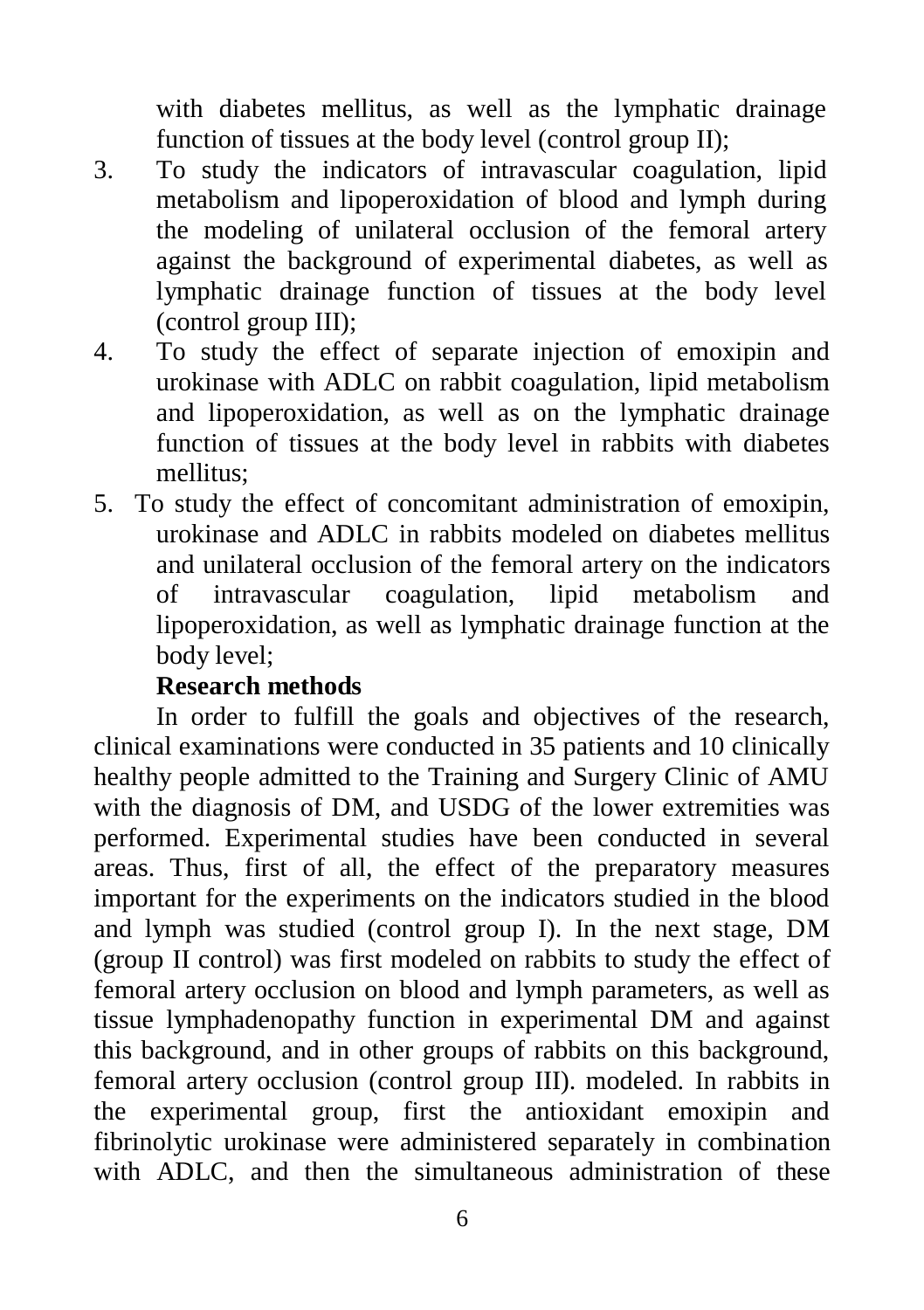with diabetes mellitus, as well as the lymphatic drainage function of tissues at the body level (control group II);

3. To study the indicators of intravascular coagulation, lipid metabolism and lipoperoxidation of blood and lymph during the modeling of unilateral occlusion of the femoral artery against the background of experimental diabetes, as well as lymphatic drainage function of tissues at the body level (control group III);
4. To study the effect of separate injection of emoxipin and urokinase with ADLC on rabbit coagulation, lipid metabolism and lipoperoxidation, as well as on the lymphatic drainage function of tissues at the body level in rabbits with diabetes mellitus;
5. To study the effect of concomitant administration of emoxipin, urokinase and ADLC in rabbits modeled on diabetes mellitus and unilateral occlusion of the femoral artery on the indicators of intravascular coagulation, lipid metabolism and lipoperoxidation, as well as lymphatic drainage function at the body level;

**Research methods**

In order to fulfill the goals and objectives of the research, clinical examinations were conducted in 35 patients and 10 clinically healthy people admitted to the Training and Surgery Clinic of AMU with the diagnosis of DM, and USDG of the lower extremities was performed. Experimental studies have been conducted in several areas. Thus, first of all, the effect of the preparatory measures important for the experiments on the indicators studied in the blood and lymph was studied (control group I). In the next stage, DM (group II control) was first modeled on rabbits to study the effect of femoral artery occlusion on blood and lymph parameters, as well as tissue lymphadenopathy function in experimental DM and against this background, and in other groups of rabbits on this background, femoral artery occlusion (control group III). modeled. In rabbits in the experimental group, first the antioxidant emoxipin and fibrinolytic urokinase were administered separately in combination with ADLC, and then the simultaneous administration of these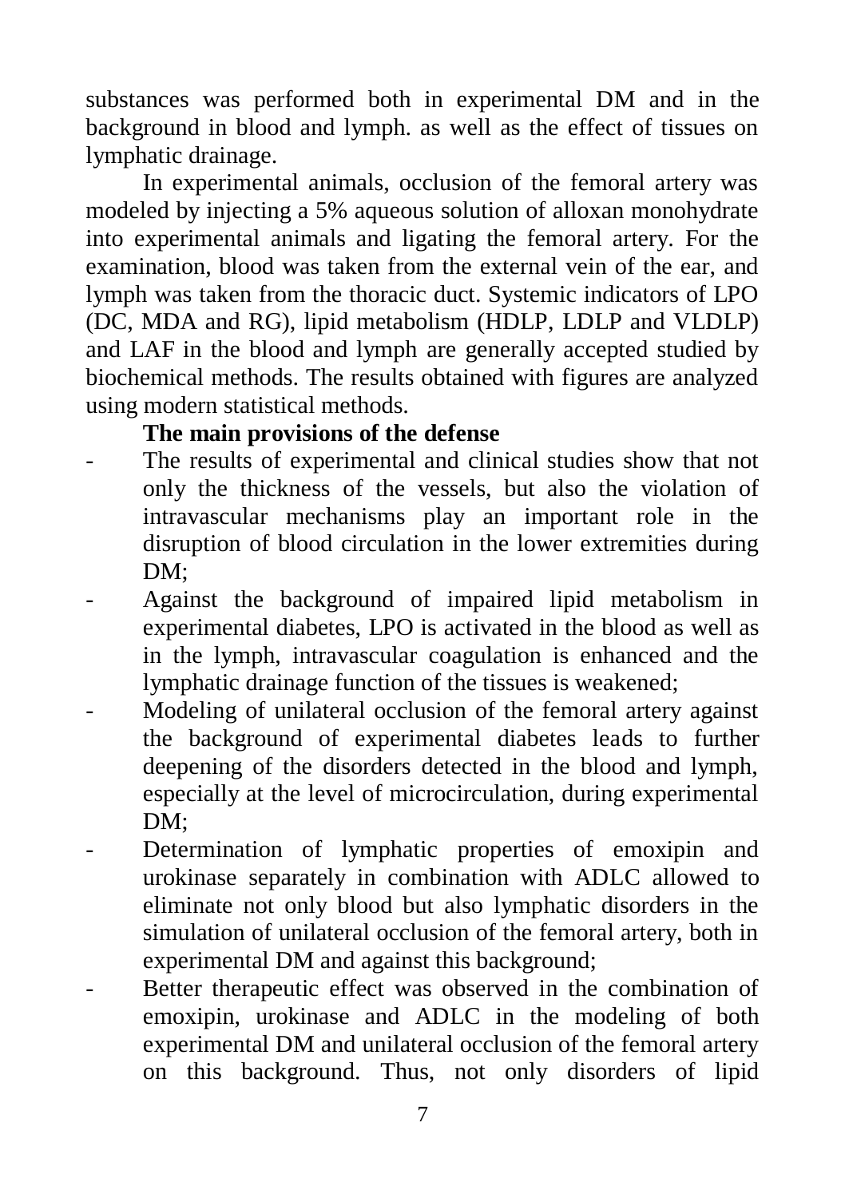substances was performed both in experimental DM and in the background in blood and lymph. as well as the effect of tissues on lymphatic drainage.

In experimental animals, occlusion of the femoral artery was modeled by injecting a 5% aqueous solution of alloxan monohydrate into experimental animals and ligating the femoral artery. For the examination, blood was taken from the external vein of the ear, and lymph was taken from the thoracic duct. Systemic indicators of LPO (DC, MDA and RG), lipid metabolism (HDLP, LDLP and VLDLP) and LAF in the blood and lymph are generally accepted studied by biochemical methods. The results obtained with figures are analyzed using modern statistical methods.

**The main provisions of the defense**

- The results of experimental and clinical studies show that not only the thickness of the vessels, but also the violation of intravascular mechanisms play an important role in the disruption of blood circulation in the lower extremities during DM;
- Against the background of impaired lipid metabolism in experimental diabetes, LPO is activated in the blood as well as in the lymph, intravascular coagulation is enhanced and the lymphatic drainage function of the tissues is weakened;
- Modeling of unilateral occlusion of the femoral artery against the background of experimental diabetes leads to further deepening of the disorders detected in the blood and lymph, especially at the level of microcirculation, during experimental DM;
- Determination of lymphatic properties of emoxipin and urokinase separately in combination with ADLC allowed to eliminate not only blood but also lymphatic disorders in the simulation of unilateral occlusion of the femoral artery, both in experimental DM and against this background;
- Better therapeutic effect was observed in the combination of emoxipin, urokinase and ADLC in the modeling of both experimental DM and unilateral occlusion of the femoral artery on this background. Thus, not only disorders of lipid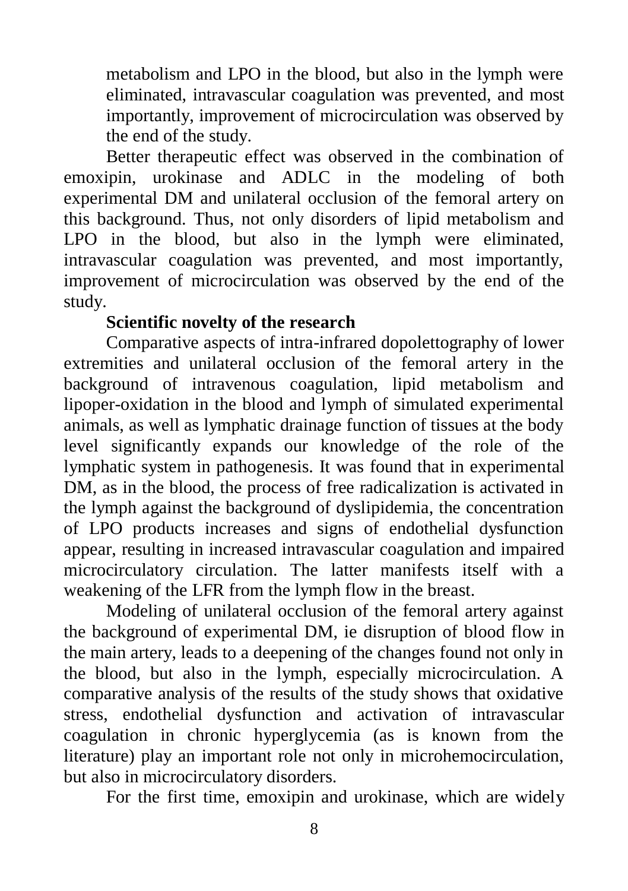metabolism and LPO in the blood, but also in the lymph were eliminated, intravascular coagulation was prevented, and most importantly, improvement of microcirculation was observed by the end of the study.

Better therapeutic effect was observed in the combination of emoxipin, urokinase and ADLC in the modeling of both experimental DM and unilateral occlusion of the femoral artery on this background. Thus, not only disorders of lipid metabolism and LPO in the blood, but also in the lymph were eliminated, intravascular coagulation was prevented, and most importantly, improvement of microcirculation was observed by the end of the study.

**Scientific novelty of the research**

Comparative aspects of intra-infrared dopolettography of lower extremities and unilateral occlusion of the femoral artery in the background of intravenous coagulation, lipid metabolism and lipoper-oxidation in the blood and lymph of simulated experimental animals, as well as lymphatic drainage function of tissues at the body level significantly expands our knowledge of the role of the lymphatic system in pathogenesis. It was found that in experimental DM, as in the blood, the process of free radicalization is activated in the lymph against the background of dyslipidemia, the concentration of LPO products increases and signs of endothelial dysfunction appear, resulting in increased intravascular coagulation and impaired microcirculatory circulation. The latter manifests itself with a weakening of the LFR from the lymph flow in the breast.

Modeling of unilateral occlusion of the femoral artery against the background of experimental DM, ie disruption of blood flow in the main artery, leads to a deepening of the changes found not only in the blood, but also in the lymph, especially microcirculation. A comparative analysis of the results of the study shows that oxidative stress, endothelial dysfunction and activation of intravascular coagulation in chronic hyperglycemia (as is known from the literature) play an important role not only in microhemocirculation, but also in microcirculatory disorders.

For the first time, emoxipin and urokinase, which are widely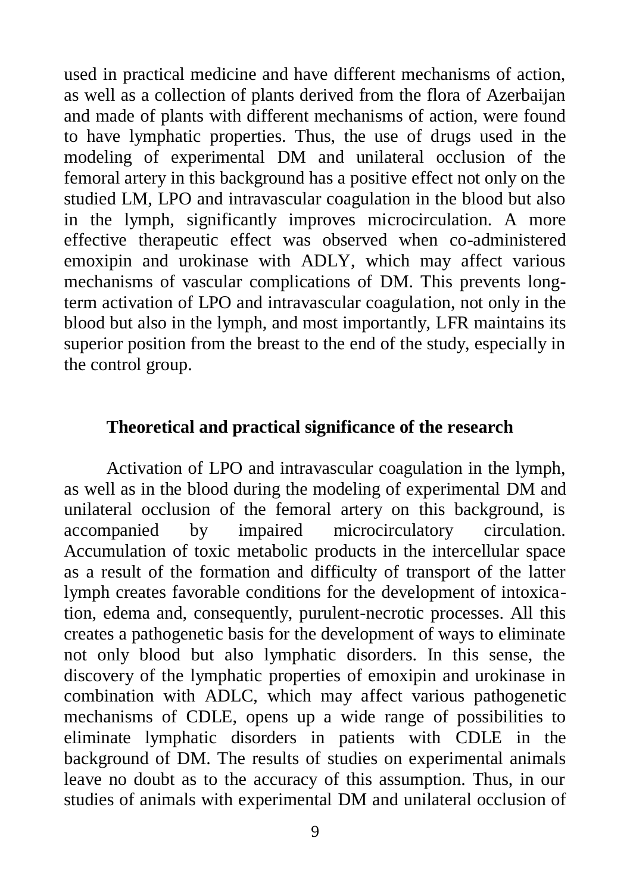used in practical medicine and have different mechanisms of action, as well as a collection of plants derived from the flora of Azerbaijan and made of plants with different mechanisms of action, were found to have lymphatic properties. Thus, the use of drugs used in the modeling of experimental DM and unilateral occlusion of the femoral artery in this background has a positive effect not only on the studied LM, LPO and intravascular coagulation in the blood but also in the lymph, significantly improves microcirculation. A more effective therapeutic effect was observed when co-administered emoxipin and urokinase with ADLY, which may affect various mechanisms of vascular complications of DM. This prevents long-term activation of LPO and intravascular coagulation, not only in the blood but also in the lymph, and most importantly, LFR maintains its superior position from the breast to the end of the study, especially in the control group.

## Theoretical and practical significance of the research

Activation of LPO and intravascular coagulation in the lymph, as well as in the blood during the modeling of experimental DM and unilateral occlusion of the femoral artery on this background, is accompanied by impaired microcirculatory circulation. Accumulation of toxic metabolic products in the intercellular space as a result of the formation and difficulty of transport of the latter lymph creates favorable conditions for the development of intoxication, edema and, consequently, purulent-necrotic processes. All this creates a pathogenetic basis for the development of ways to eliminate not only blood but also lymphatic disorders. In this sense, the discovery of the lymphatic properties of emoxipin and urokinase in combination with ADLC, which may affect various pathogenetic mechanisms of CDLE, opens up a wide range of possibilities to eliminate lymphatic disorders in patients with CDLE in the background of DM. The results of studies on experimental animals leave no doubt as to the accuracy of this assumption. Thus, in our studies of animals with experimental DM and unilateral occlusion of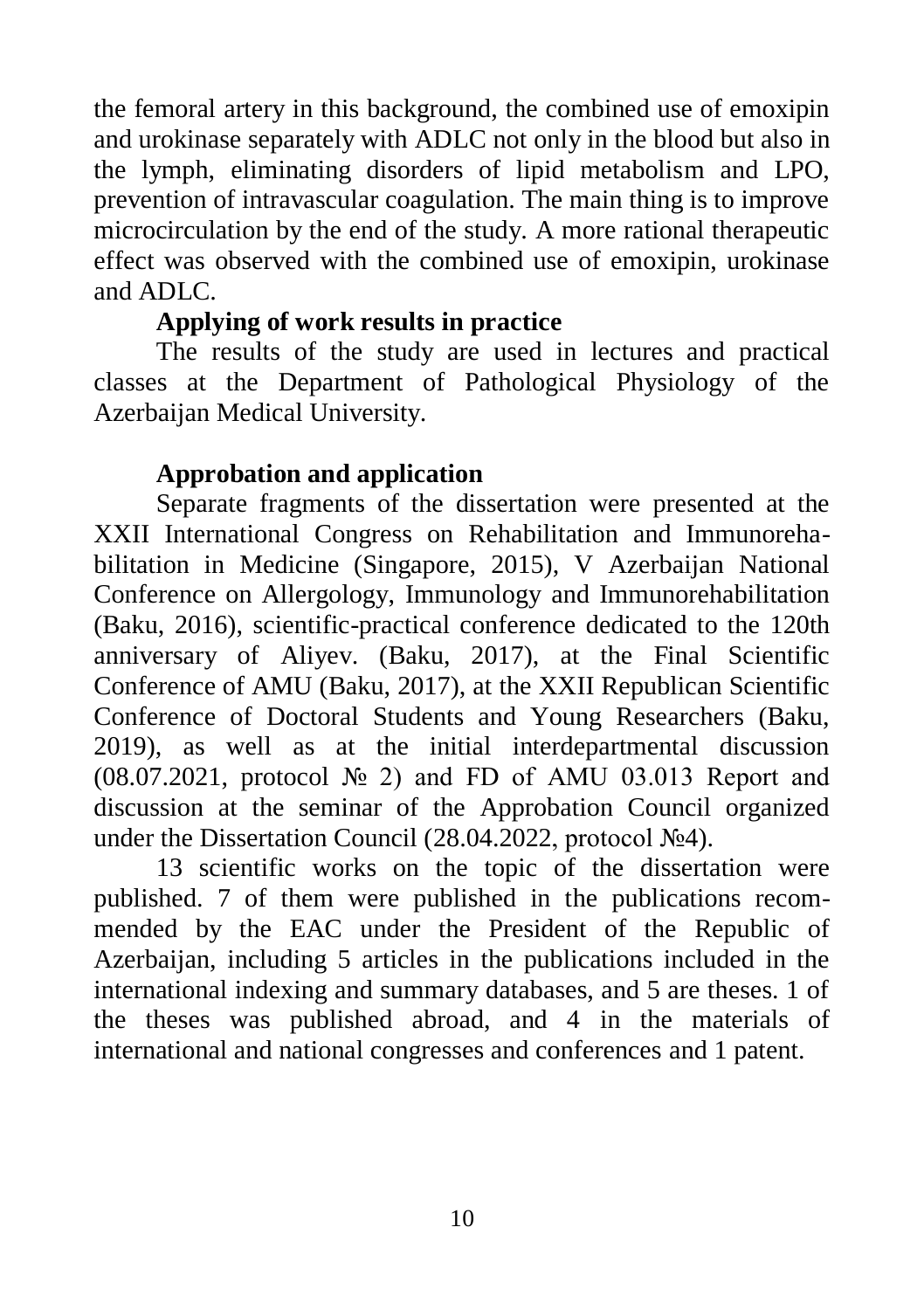the femoral artery in this background, the combined use of emoxipin and urokinase separately with ADLC not only in the blood but also in the lymph, eliminating disorders of lipid metabolism and LPO, prevention of intravascular coagulation. The main thing is to improve microcirculation by the end of the study. A more rational therapeutic effect was observed with the combined use of emoxipin, urokinase and ADLC.

**Applying of work results in practice**

The results of the study are used in lectures and practical classes at the Department of Pathological Physiology of the Azerbaijan Medical University.

**Approbation and application**

Separate fragments of the dissertation were presented at the XXII International Congress on Rehabilitation and Immunorehabilitation in Medicine (Singapore, 2015), V Azerbaijan National Conference on Allergology, Immunology and Immunorehabilitation (Baku, 2016), scientific-practical conference dedicated to the 120th anniversary of Aliyev. (Baku, 2017), at the Final Scientific Conference of AMU (Baku, 2017), at the XXII Republican Scientific Conference of Doctoral Students and Young Researchers (Baku, 2019), as well as at the initial interdepartmental discussion (08.07.2021, protocol № 2) and FD of AMU 03.013 Report and discussion at the seminar of the Approbation Council organized under the Dissertation Council (28.04.2022, protocol №4).

13 scientific works on the topic of the dissertation were published. 7 of them were published in the publications recommended by the EAC under the President of the Republic of Azerbaijan, including 5 articles in the publications included in the international indexing and summary databases, and 5 are theses. 1 of the theses was published abroad, and 4 in the materials of international and national congresses and conferences and 1 patent.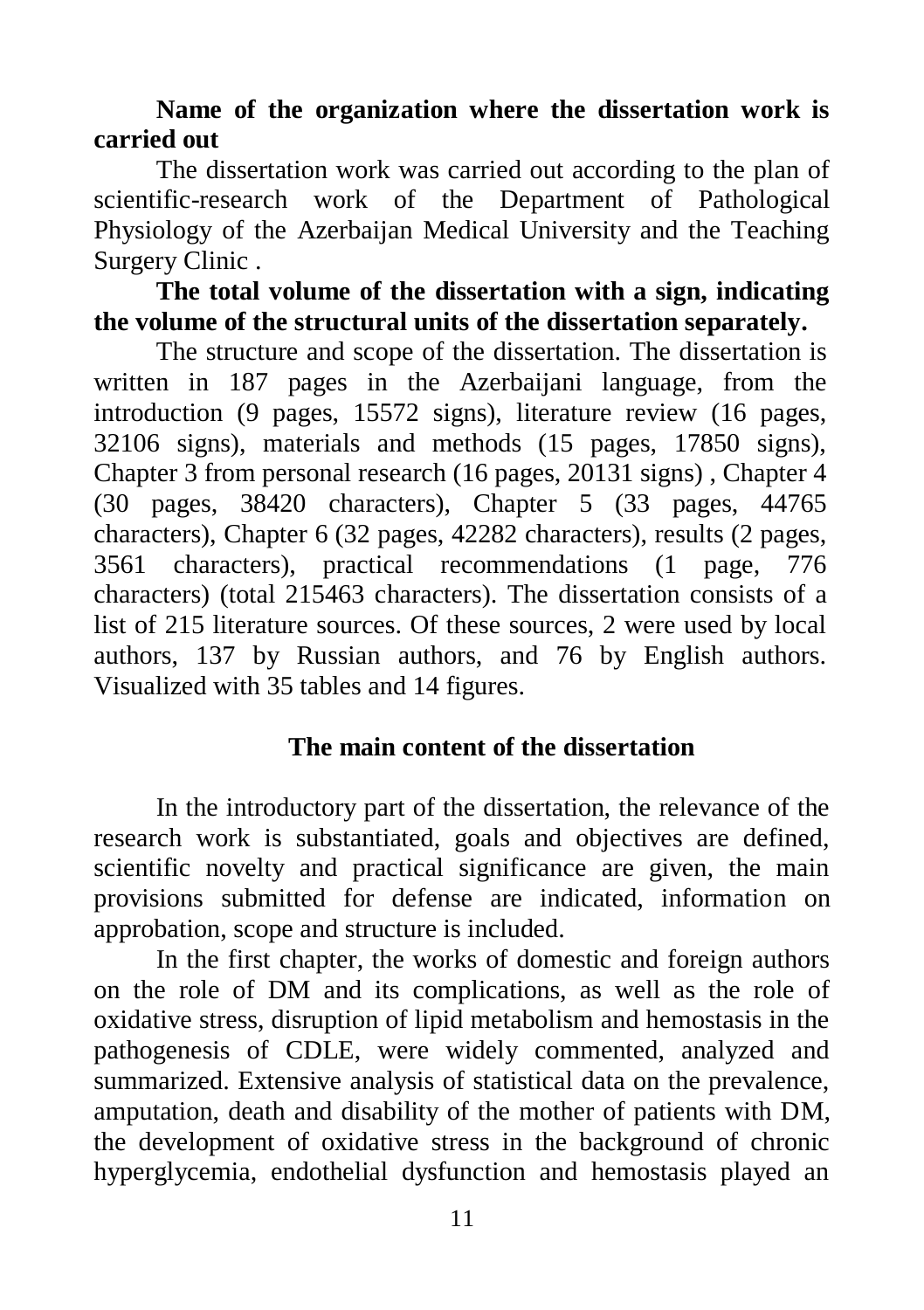**Name of the organization where the dissertation work is carried out**

The dissertation work was carried out according to the plan of scientific-research work of the Department of Pathological Physiology of the Azerbaijan Medical University and the Teaching Surgery Clinic .

**The total volume of the dissertation with a sign, indicating the volume of the structural units of the dissertation separately.**

The structure and scope of the dissertation. The dissertation is written in 187 pages in the Azerbaijani language, from the introduction (9 pages, 15572 signs), literature review (16 pages, 32106 signs), materials and methods (15 pages, 17850 signs), Chapter 3 from personal research (16 pages, 20131 signs) , Chapter 4 (30 pages, 38420 characters), Chapter 5 (33 pages, 44765 characters), Chapter 6 (32 pages, 42282 characters), results (2 pages, 3561 characters), practical recommendations (1 page, 776 characters) (total 215463 characters). The dissertation consists of a list of 215 literature sources. Of these sources, 2 were used by local authors, 137 by Russian authors, and 76 by English authors. Visualized with 35 tables and 14 figures.

## The main content of the dissertation

In the introductory part of the dissertation, the relevance of the research work is substantiated, goals and objectives are defined, scientific novelty and practical significance are given, the main provisions submitted for defense are indicated, information on approbation, scope and structure is included.

In the first chapter, the works of domestic and foreign authors on the role of DM and its complications, as well as the role of oxidative stress, disruption of lipid metabolism and hemostasis in the pathogenesis of CDLE, were widely commented, analyzed and summarized. Extensive analysis of statistical data on the prevalence, amputation, death and disability of the mother of patients with DM, the development of oxidative stress in the background of chronic hyperglycemia, endothelial dysfunction and hemostasis played an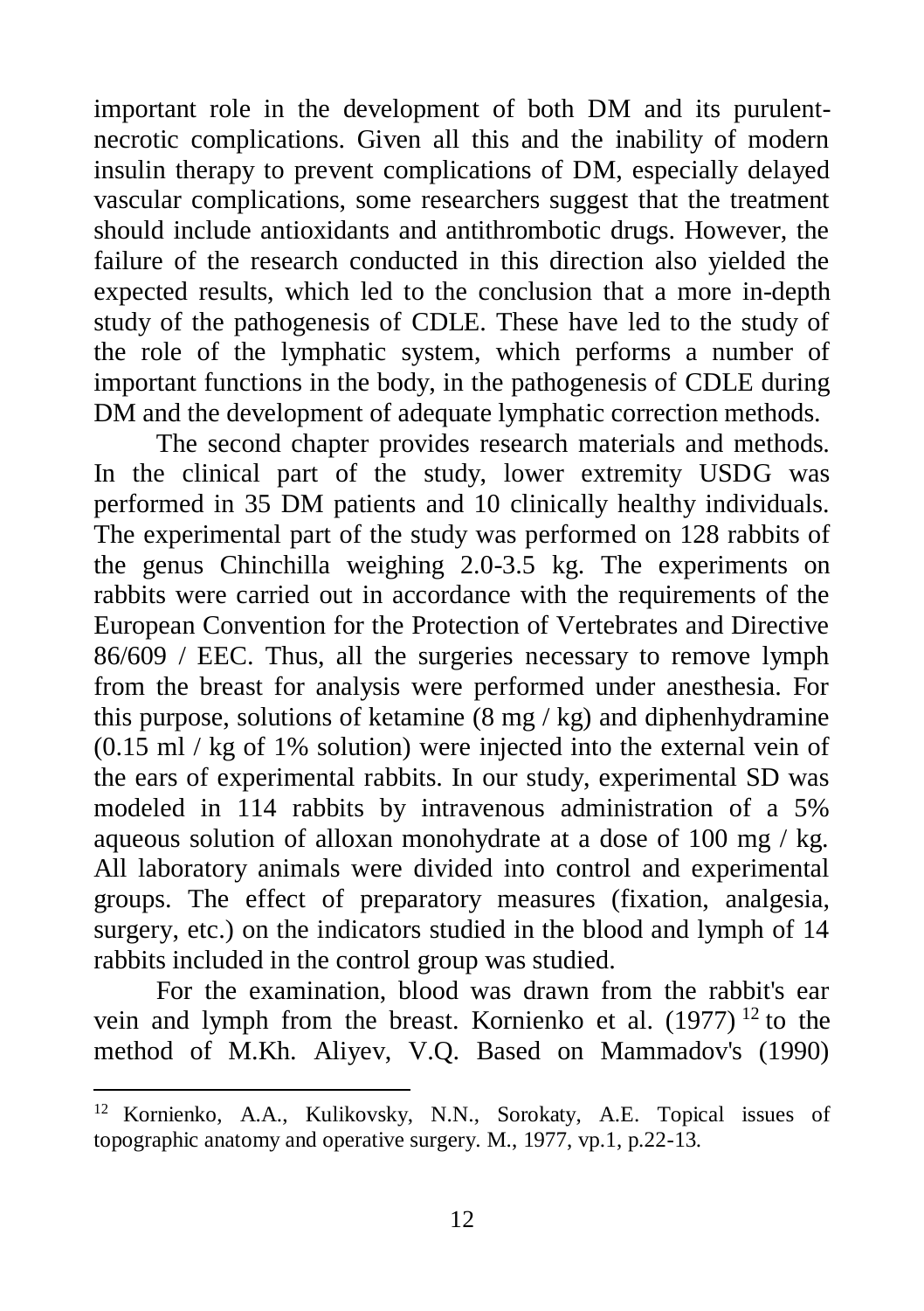important role in the development of both DM and its purulent-necrotic complications. Given all this and the inability of modern insulin therapy to prevent complications of DM, especially delayed vascular complications, some researchers suggest that the treatment should include antioxidants and antithrombotic drugs. However, the failure of the research conducted in this direction also yielded the expected results, which led to the conclusion that a more in-depth study of the pathogenesis of CDLE. These have led to the study of the role of the lymphatic system, which performs a number of important functions in the body, in the pathogenesis of CDLE during DM and the development of adequate lymphatic correction methods.

The second chapter provides research materials and methods. In the clinical part of the study, lower extremity USDG was performed in 35 DM patients and 10 clinically healthy individuals. The experimental part of the study was performed on 128 rabbits of the genus Chinchilla weighing 2.0-3.5 kg. The experiments on rabbits were carried out in accordance with the requirements of the European Convention for the Protection of Vertebrates and Directive 86/609 / EEC. Thus, all the surgeries necessary to remove lymph from the breast for analysis were performed under anesthesia. For this purpose, solutions of ketamine (8 mg / kg) and diphenhydramine (0.15 ml / kg of 1% solution) were injected into the external vein of the ears of experimental rabbits. In our study, experimental SD was modeled in 114 rabbits by intravenous administration of a 5% aqueous solution of alloxan monohydrate at a dose of 100 mg / kg. All laboratory animals were divided into control and experimental groups. The effect of preparatory measures (fixation, analgesia, surgery, etc.) on the indicators studied in the blood and lymph of 14 rabbits included in the control group was studied.

For the examination, blood was drawn from the rabbit's ear vein and lymph from the breast. Kornienko et al. (1977) [12] to the method of M.Kh. Aliyev, V.Q. Based on Mammadov's (1990)

---

[12] Kornienko, A.A., Kulikovsky, N.N., Sorokaty, A.E. Topical issues of topographic anatomy and operative surgery. M., 1977, vp.1, p.22-13.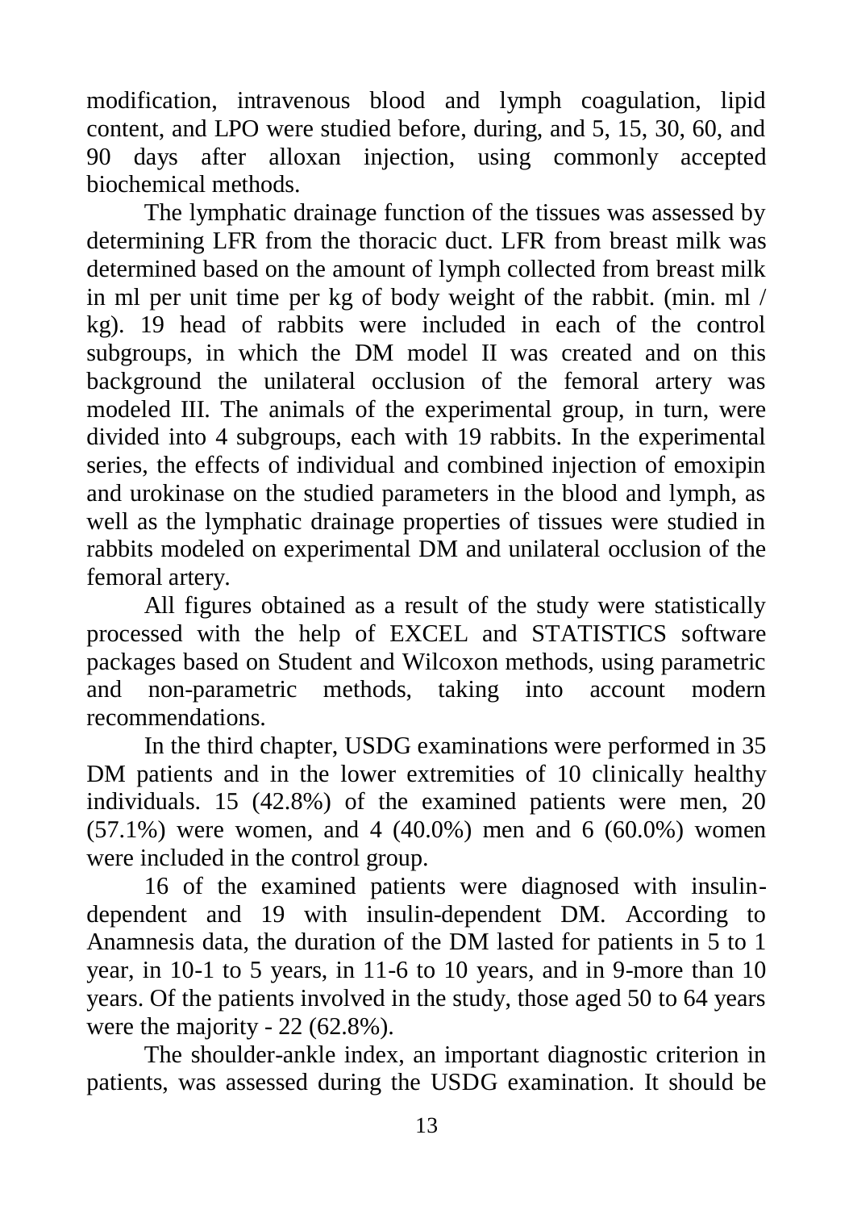modification, intravenous blood and lymph coagulation, lipid content, and LPO were studied before, during, and 5, 15, 30, 60, and 90 days after alloxan injection, using commonly accepted biochemical methods.

The lymphatic drainage function of the tissues was assessed by determining LFR from the thoracic duct. LFR from breast milk was determined based on the amount of lymph collected from breast milk in ml per unit time per kg of body weight of the rabbit. (min. ml / kg). 19 head of rabbits were included in each of the control subgroups, in which the DM model II was created and on this background the unilateral occlusion of the femoral artery was modeled III. The animals of the experimental group, in turn, were divided into 4 subgroups, each with 19 rabbits. In the experimental series, the effects of individual and combined injection of emoxipin and urokinase on the studied parameters in the blood and lymph, as well as the lymphatic drainage properties of tissues were studied in rabbits modeled on experimental DM and unilateral occlusion of the femoral artery.

All figures obtained as a result of the study were statistically processed with the help of EXCEL and STATISTICS software packages based on Student and Wilcoxon methods, using parametric and non-parametric methods, taking into account modern recommendations.

In the third chapter, USDG examinations were performed in 35 DM patients and in the lower extremities of 10 clinically healthy individuals. 15 (42.8%) of the examined patients were men, 20 (57.1%) were women, and 4 (40.0%) men and 6 (60.0%) women were included in the control group.

16 of the examined patients were diagnosed with insulin-dependent and 19 with insulin-dependent DM. According to Anamnesis data, the duration of the DM lasted for patients in 5 to 1 year, in 10-1 to 5 years, in 11-6 to 10 years, and in 9-more than 10 years. Of the patients involved in the study, those aged 50 to 64 years were the majority - 22 (62.8%).

The shoulder-ankle index, an important diagnostic criterion in patients, was assessed during the USDG examination. It should be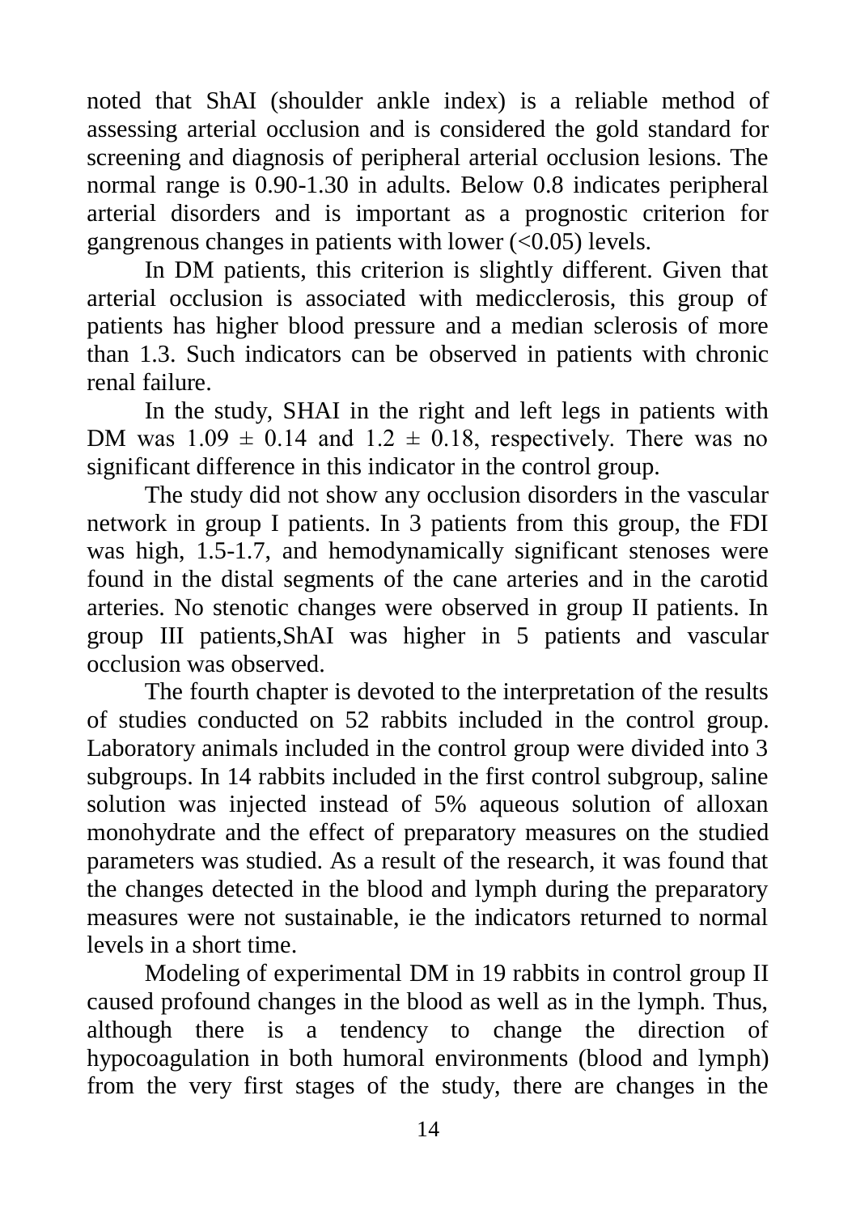noted that ShAI (shoulder ankle index) is a reliable method of assessing arterial occlusion and is considered the gold standard for screening and diagnosis of peripheral arterial occlusion lesions. The normal range is 0.90-1.30 in adults. Below 0.8 indicates peripheral arterial disorders and is important as a prognostic criterion for gangrenous changes in patients with lower (<0.05) levels.

In DM patients, this criterion is slightly different. Given that arterial occlusion is associated with medicclerosis, this group of patients has higher blood pressure and a median sclerosis of more than 1.3. Such indicators can be observed in patients with chronic renal failure.

In the study, SHAI in the right and left legs in patients with DM was $1.09 \pm 0.14$ and $1.2 \pm 0.18$, respectively. There was no significant difference in this indicator in the control group.

The study did not show any occlusion disorders in the vascular network in group I patients. In 3 patients from this group, the FDI was high, 1.5-1.7, and hemodynamically significant stenoses were found in the distal segments of the cane arteries and in the carotid arteries. No stenotic changes were observed in group II patients. In group III patients,ShAI was higher in 5 patients and vascular occlusion was observed.

The fourth chapter is devoted to the interpretation of the results of studies conducted on 52 rabbits included in the control group. Laboratory animals included in the control group were divided into 3 subgroups. In 14 rabbits included in the first control subgroup, saline solution was injected instead of 5% aqueous solution of alloxan monohydrate and the effect of preparatory measures on the studied parameters was studied. As a result of the research, it was found that the changes detected in the blood and lymph during the preparatory measures were not sustainable, ie the indicators returned to normal levels in a short time.

Modeling of experimental DM in 19 rabbits in control group II caused profound changes in the blood as well as in the lymph. Thus, although there is a tendency to change the direction of hypocoagulation in both humoral environments (blood and lymph) from the very first stages of the study, there are changes in the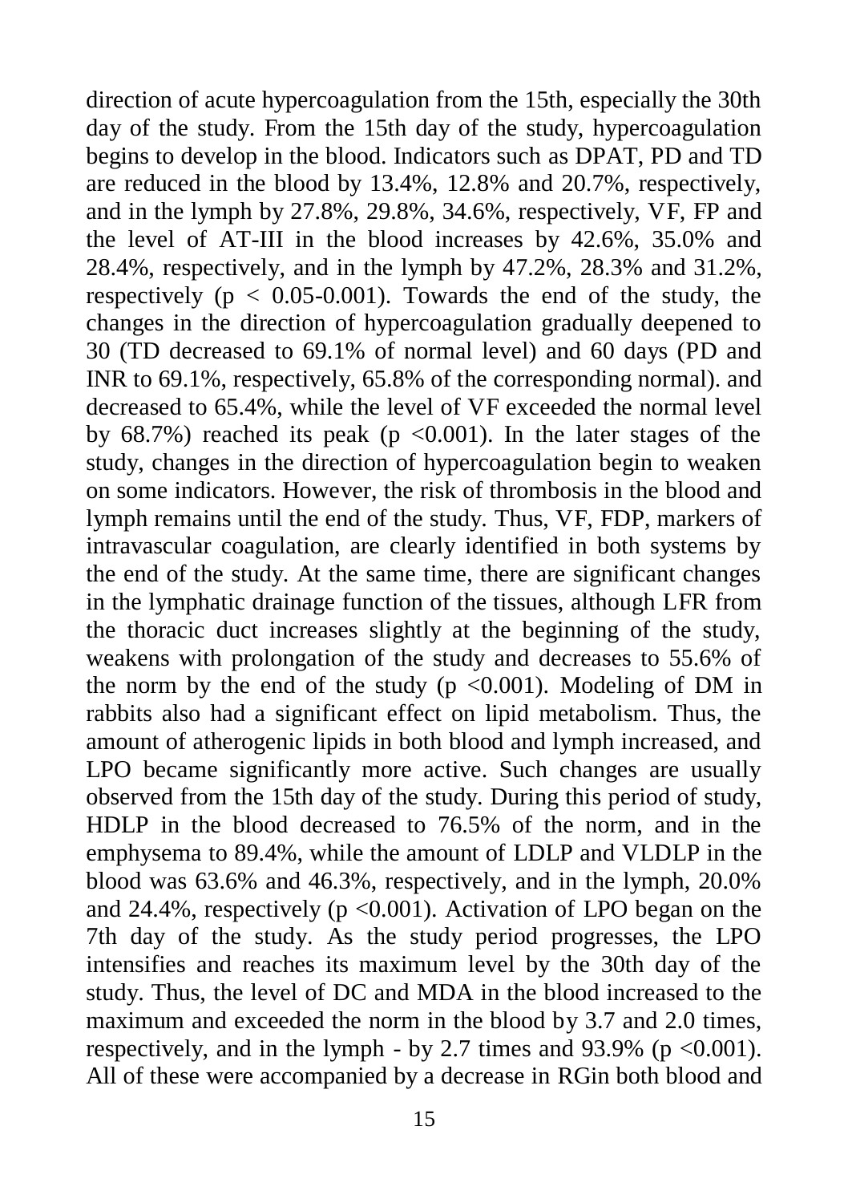direction of acute hypercoagulation from the 15th, especially the 30th day of the study. From the 15th day of the study, hypercoagulation begins to develop in the blood. Indicators such as DPAT, PD and TD are reduced in the blood by 13.4%, 12.8% and 20.7%, respectively, and in the lymph by 27.8%, 29.8%, 34.6%, respectively, VF, FP and the level of AT-III in the blood increases by 42.6%, 35.0% and 28.4%, respectively, and in the lymph by 47.2%, 28.3% and 31.2%, respectively ($p < 0.05$-$0.001$). Towards the end of the study, the changes in the direction of hypercoagulation gradually deepened to 30 (TD decreased to 69.1% of normal level) and 60 days (PD and INR to 69.1%, respectively, 65.8% of the corresponding normal). and decreased to 65.4%, while the level of VF exceeded the normal level by 68.7%) reached its peak ($p < 0.001$). In the later stages of the study, changes in the direction of hypercoagulation begin to weaken on some indicators. However, the risk of thrombosis in the blood and lymph remains until the end of the study. Thus, VF, FDP, markers of intravascular coagulation, are clearly identified in both systems by the end of the study. At the same time, there are significant changes in the lymphatic drainage function of the tissues, although LFR from the thoracic duct increases slightly at the beginning of the study, weakens with prolongation of the study and decreases to 55.6% of the norm by the end of the study ($p < 0.001$). Modeling of DM in rabbits also had a significant effect on lipid metabolism. Thus, the amount of atherogenic lipids in both blood and lymph increased, and LPO became significantly more active. Such changes are usually observed from the 15th day of the study. During this period of study, HDLP in the blood decreased to 76.5% of the norm, and in the emphysema to 89.4%, while the amount of LDLP and VLDLP in the blood was 63.6% and 46.3%, respectively, and in the lymph, 20.0% and 24.4%, respectively ($p < 0.001$). Activation of LPO began on the 7th day of the study. As the study period progresses, the LPO intensifies and reaches its maximum level by the 30th day of the study. Thus, the level of DC and MDA in the blood increased to the maximum and exceeded the norm in the blood by 3.7 and 2.0 times, respectively, and in the lymph - by 2.7 times and 93.9% ($p < 0.001$). All of these were accompanied by a decrease in RGin both blood and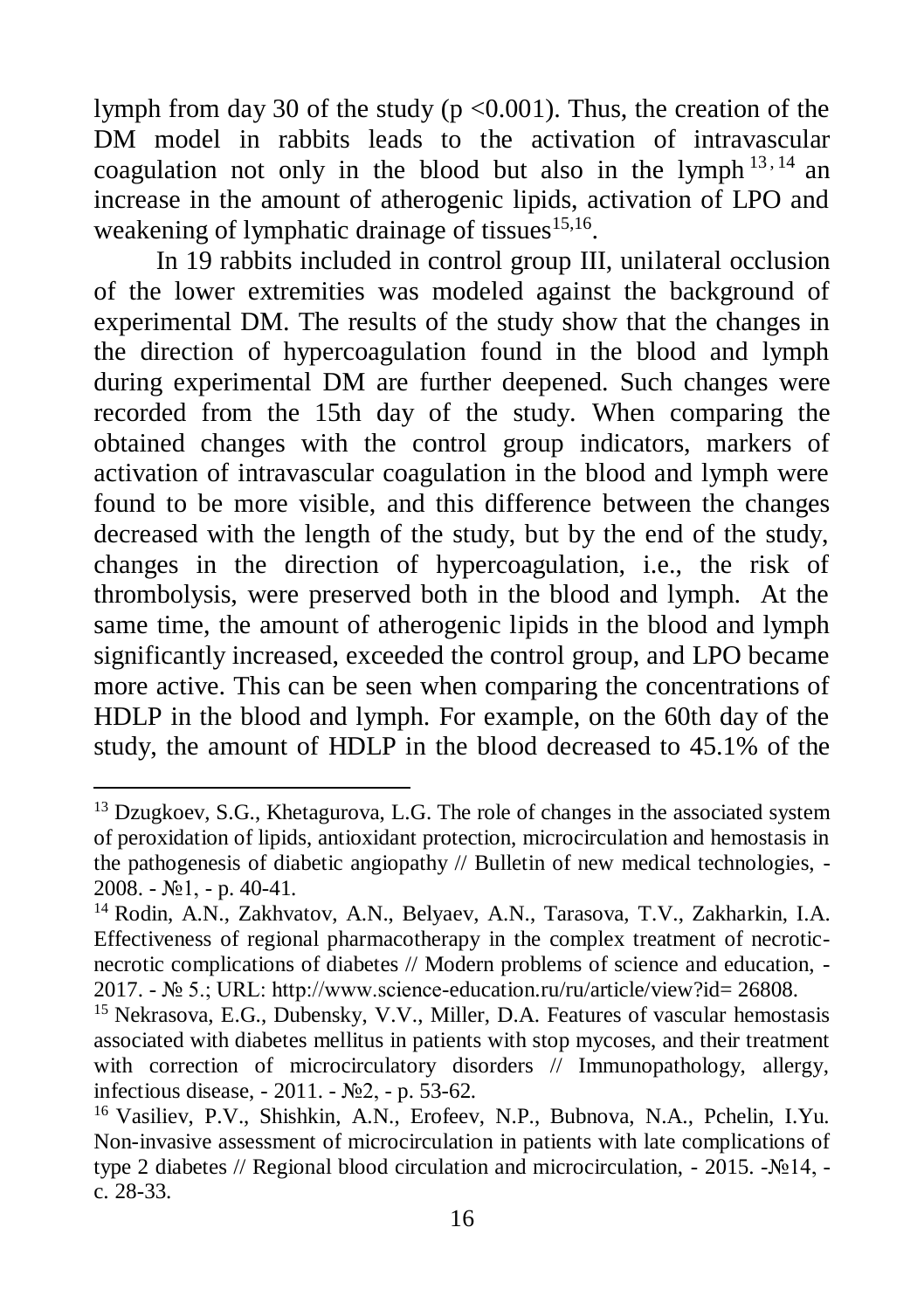lymph from day 30 of the study ($p < 0.001$). Thus, the creation of the DM model in rabbits leads to the activation of intravascular coagulation not only in the blood but also in the lymph [13,14] an increase in the amount of atherogenic lipids, activation of LPO and weakening of lymphatic drainage of tissues[15,16].

In 19 rabbits included in control group III, unilateral occlusion of the lower extremities was modeled against the background of experimental DM. The results of the study show that the changes in the direction of hypercoagulation found in the blood and lymph during experimental DM are further deepened. Such changes were recorded from the 15th day of the study. When comparing the obtained changes with the control group indicators, markers of activation of intravascular coagulation in the blood and lymph were found to be more visible, and this difference between the changes decreased with the length of the study, but by the end of the study, changes in the direction of hypercoagulation, i.e., the risk of thrombolysis, were preserved both in the blood and lymph. At the same time, the amount of atherogenic lipids in the blood and lymph significantly increased, exceeded the control group, and LPO became more active. This can be seen when comparing the concentrations of HDLP in the blood and lymph. For example, on the 60th day of the study, the amount of HDLP in the blood decreased to 45.1% of the

---

[13] Dzugkoev, S.G., Khetagurova, L.G. The role of changes in the associated system of peroxidation of lipids, antioxidant protection, microcirculation and hemostasis in the pathogenesis of diabetic angiopathy // Bulletin of new medical technologies, - 2008. - №1, - p. 40-41.

[14] Rodin, A.N., Zakhvatov, A.N., Belyaev, A.N., Tarasova, T.V., Zakharkin, I.A. Effectiveness of regional pharmacotherapy in the complex treatment of necrotic-necrotic complications of diabetes // Modern problems of science and education, - 2017. - № 5.; URL: http://www.science-education.ru/ru/article/view?id= 26808.

[15] Nekrasova, E.G., Dubensky, V.V., Miller, D.A. Features of vascular hemostasis associated with diabetes mellitus in patients with stop mycoses, and their treatment with correction of microcirculatory disorders // Immunopathology, allergy, infectious disease, - 2011. - №2, - p. 53-62.

[16] Vasiliev, P.V., Shishkin, A.N., Erofeev, N.P., Bubnova, N.A., Pchelin, I.Yu. Non-invasive assessment of microcirculation in patients with late complications of type 2 diabetes // Regional blood circulation and microcirculation, - 2015. -№14, - c. 28-33.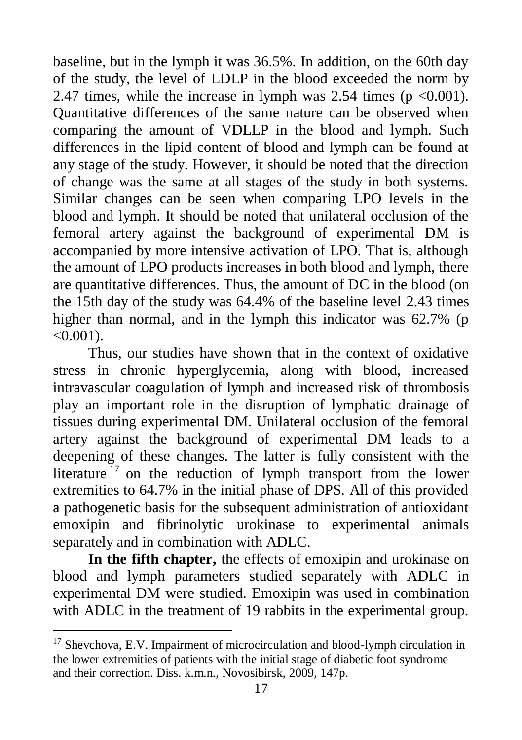baseline, but in the lymph it was 36.5%. In addition, on the 60th day of the study, the level of LDLP in the blood exceeded the norm by 2.47 times, while the increase in lymph was 2.54 times ($p < 0.001$). Quantitative differences of the same nature can be observed when comparing the amount of VDLLP in the blood and lymph. Such differences in the lipid content of blood and lymph can be found at any stage of the study. However, it should be noted that the direction of change was the same at all stages of the study in both systems. Similar changes can be seen when comparing LPO levels in the blood and lymph. It should be noted that unilateral occlusion of the femoral artery against the background of experimental DM is accompanied by more intensive activation of LPO. That is, although the amount of LPO products increases in both blood and lymph, there are quantitative differences. Thus, the amount of DC in the blood (on the 15th day of the study was 64.4% of the baseline level 2.43 times higher than normal, and in the lymph this indicator was 62.7% ($p < 0.001$).

Thus, our studies have shown that in the context of oxidative stress in chronic hyperglycemia, along with blood, increased intravascular coagulation of lymph and increased risk of thrombosis play an important role in the disruption of lymphatic drainage of tissues during experimental DM. Unilateral occlusion of the femoral artery against the background of experimental DM leads to a deepening of these changes. The latter is fully consistent with the literature [17] on the reduction of lymph transport from the lower extremities to 64.7% in the initial phase of DPS. All of this provided a pathogenetic basis for the subsequent administration of antioxidant emoxipin and fibrinolytic urokinase to experimental animals separately and in combination with ADLC.

**In the fifth chapter,** the effects of emoxipin and urokinase on blood and lymph parameters studied separately with ADLC in experimental DM were studied. Emoxipin was used in combination with ADLC in the treatment of 19 rabbits in the experimental group.

[17] Shevchova, E.V. Impairment of microcirculation and blood-lymph circulation in the lower extremities of patients with the initial stage of diabetic foot syndrome and their correction. Diss. k.m.n., Novosibirsk, 2009, 147p.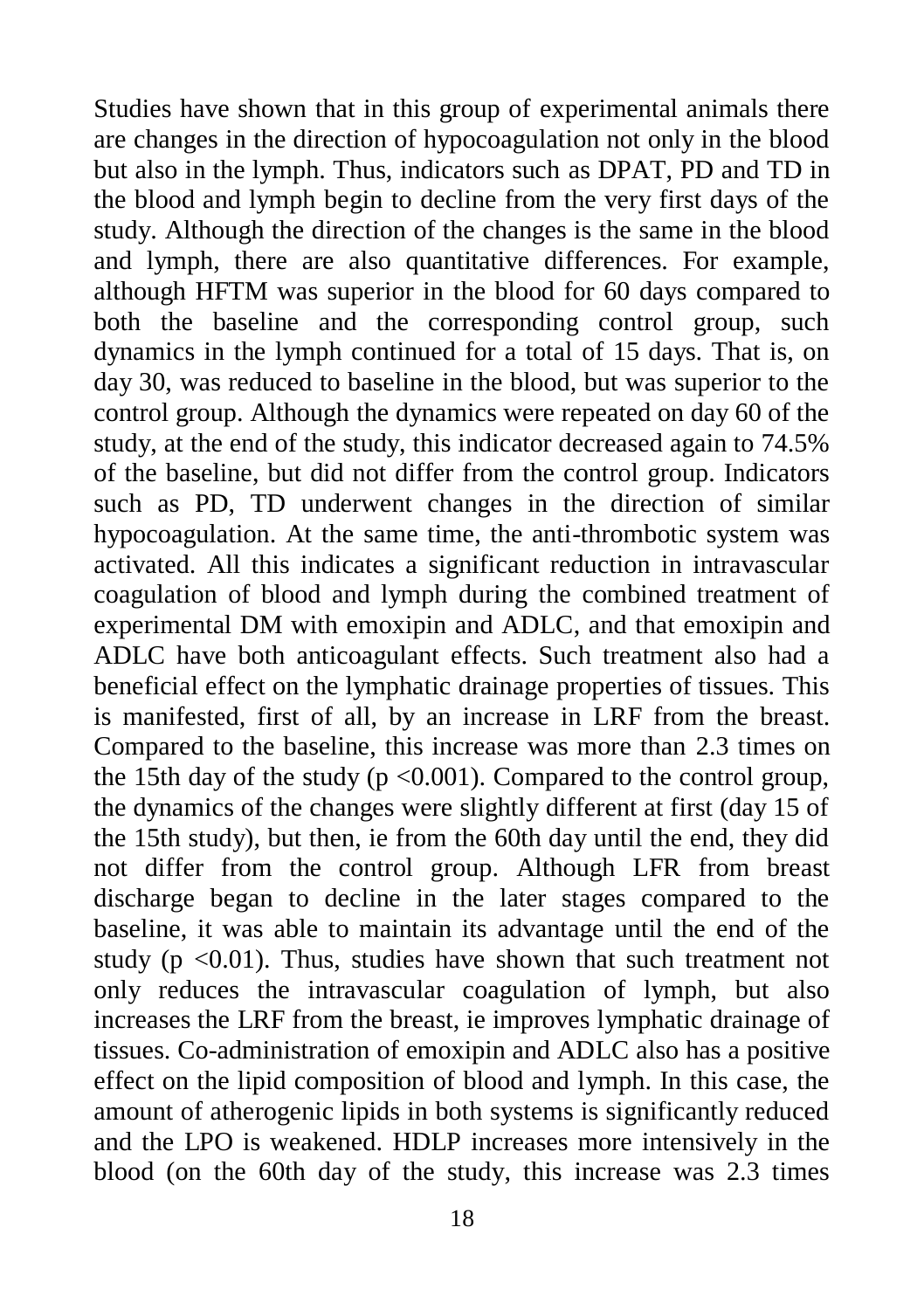Studies have shown that in this group of experimental animals there are changes in the direction of hypocoagulation not only in the blood but also in the lymph. Thus, indicators such as DPAT, PD and TD in the blood and lymph begin to decline from the very first days of the study. Although the direction of the changes is the same in the blood and lymph, there are also quantitative differences. For example, although HFTM was superior in the blood for 60 days compared to both the baseline and the corresponding control group, such dynamics in the lymph continued for a total of 15 days. That is, on day 30, was reduced to baseline in the blood, but was superior to the control group. Although the dynamics were repeated on day 60 of the study, at the end of the study, this indicator decreased again to 74.5% of the baseline, but did not differ from the control group. Indicators such as PD, TD underwent changes in the direction of similar hypocoagulation. At the same time, the anti-thrombotic system was activated. All this indicates a significant reduction in intravascular coagulation of blood and lymph during the combined treatment of experimental DM with emoxipin and ADLC, and that emoxipin and ADLC have both anticoagulant effects. Such treatment also had a beneficial effect on the lymphatic drainage properties of tissues. This is manifested, first of all, by an increase in LRF from the breast. Compared to the baseline, this increase was more than 2.3 times on the 15th day of the study ($p < 0.001$). Compared to the control group, the dynamics of the changes were slightly different at first (day 15 of the 15th study), but then, ie from the 60th day until the end, they did not differ from the control group. Although LFR from breast discharge began to decline in the later stages compared to the baseline, it was able to maintain its advantage until the end of the study ($p < 0.01$). Thus, studies have shown that such treatment not only reduces the intravascular coagulation of lymph, but also increases the LRF from the breast, ie improves lymphatic drainage of tissues. Co-administration of emoxipin and ADLC also has a positive effect on the lipid composition of blood and lymph. In this case, the amount of atherogenic lipids in both systems is significantly reduced and the LPO is weakened. HDLP increases more intensively in the blood (on the 60th day of the study, this increase was 2.3 times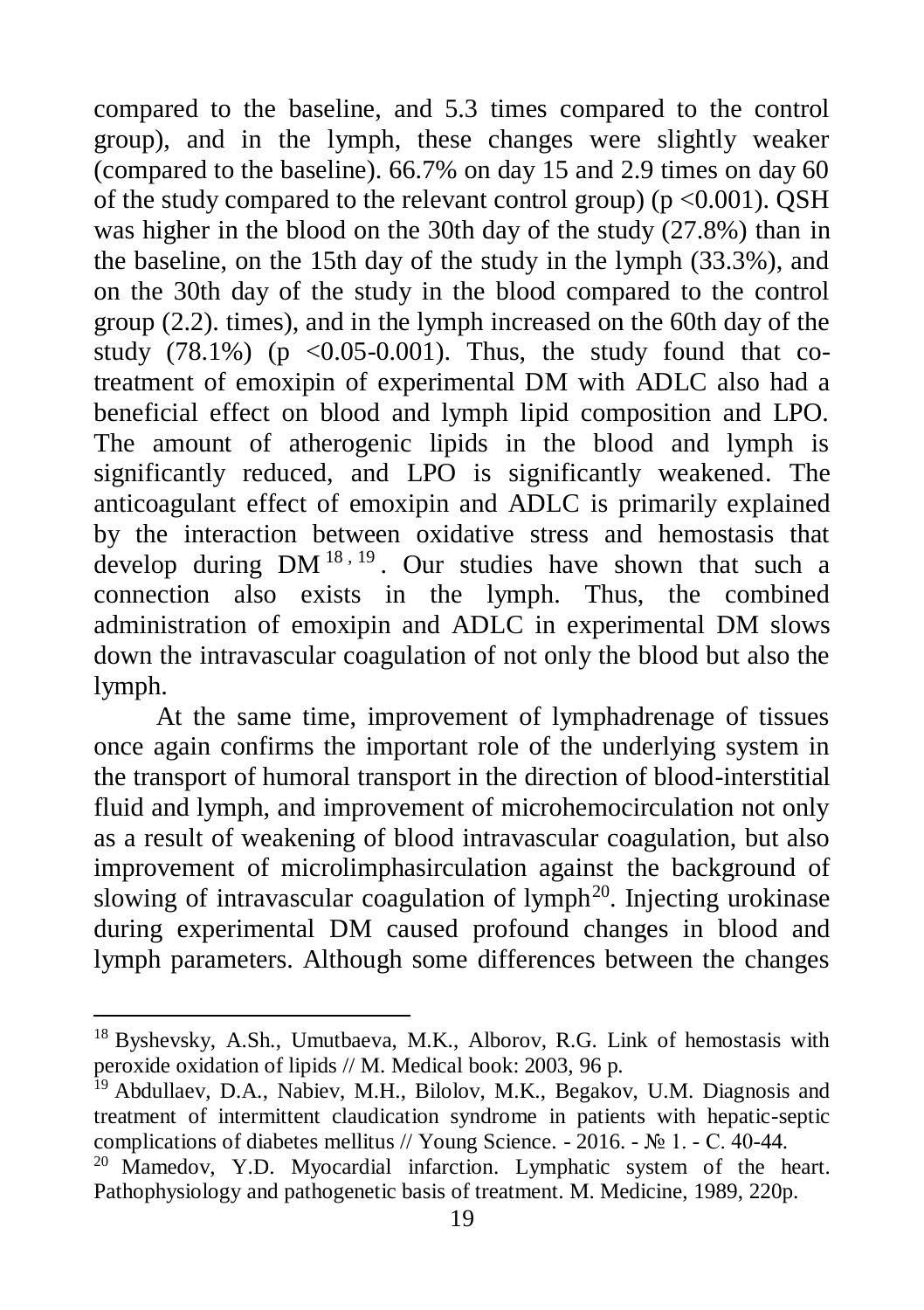compared to the baseline, and 5.3 times compared to the control group), and in the lymph, these changes were slightly weaker (compared to the baseline). 66.7% on day 15 and 2.9 times on day 60 of the study compared to the relevant control group) ($p < 0.001$). QSH was higher in the blood on the 30th day of the study (27.8%) than in the baseline, on the 15th day of the study in the lymph (33.3%), and on the 30th day of the study in the blood compared to the control group (2.2). times), and in the lymph increased on the 60th day of the study (78.1%) ($p < 0.05$-$0.001$). Thus, the study found that co-treatment of emoxipin of experimental DM with ADLC also had a beneficial effect on blood and lymph lipid composition and LPO. The amount of atherogenic lipids in the blood and lymph is significantly reduced, and LPO is significantly weakened. The anticoagulant effect of emoxipin and ADLC is primarily explained by the interaction between oxidative stress and hemostasis that develop during DM [18, 19]. Our studies have shown that such a connection also exists in the lymph. Thus, the combined administration of emoxipin and ADLC in experimental DM slows down the intravascular coagulation of not only the blood but also the lymph.

At the same time, improvement of lymphadrenage of tissues once again confirms the important role of the underlying system in the transport of humoral transport in the direction of blood-interstitial fluid and lymph, and improvement of microhemocirculation not only as a result of weakening of blood intravascular coagulation, but also improvement of microlimphasirculation against the background of slowing of intravascular coagulation of lymph[20]. Injecting urokinase during experimental DM caused profound changes in blood and lymph parameters. Although some differences between the changes

---

[18] Byshevsky, A.Sh., Umutbaeva, M.K., Alborov, R.G. Link of hemostasis with peroxide oxidation of lipids // M. Medical book: 2003, 96 p.

[19] Abdullaev, D.A., Nabiev, M.H., Bilolov, M.K., Begakov, U.M. Diagnosis and treatment of intermittent claudication syndrome in patients with hepatic-septic complications of diabetes mellitus // Young Science. - 2016. - № 1. - C. 40-44.

[20] Mamedov, Y.D. Myocardial infarction. Lymphatic system of the heart. Pathophysiology and pathogenetic basis of treatment. M. Medicine, 1989, 220p.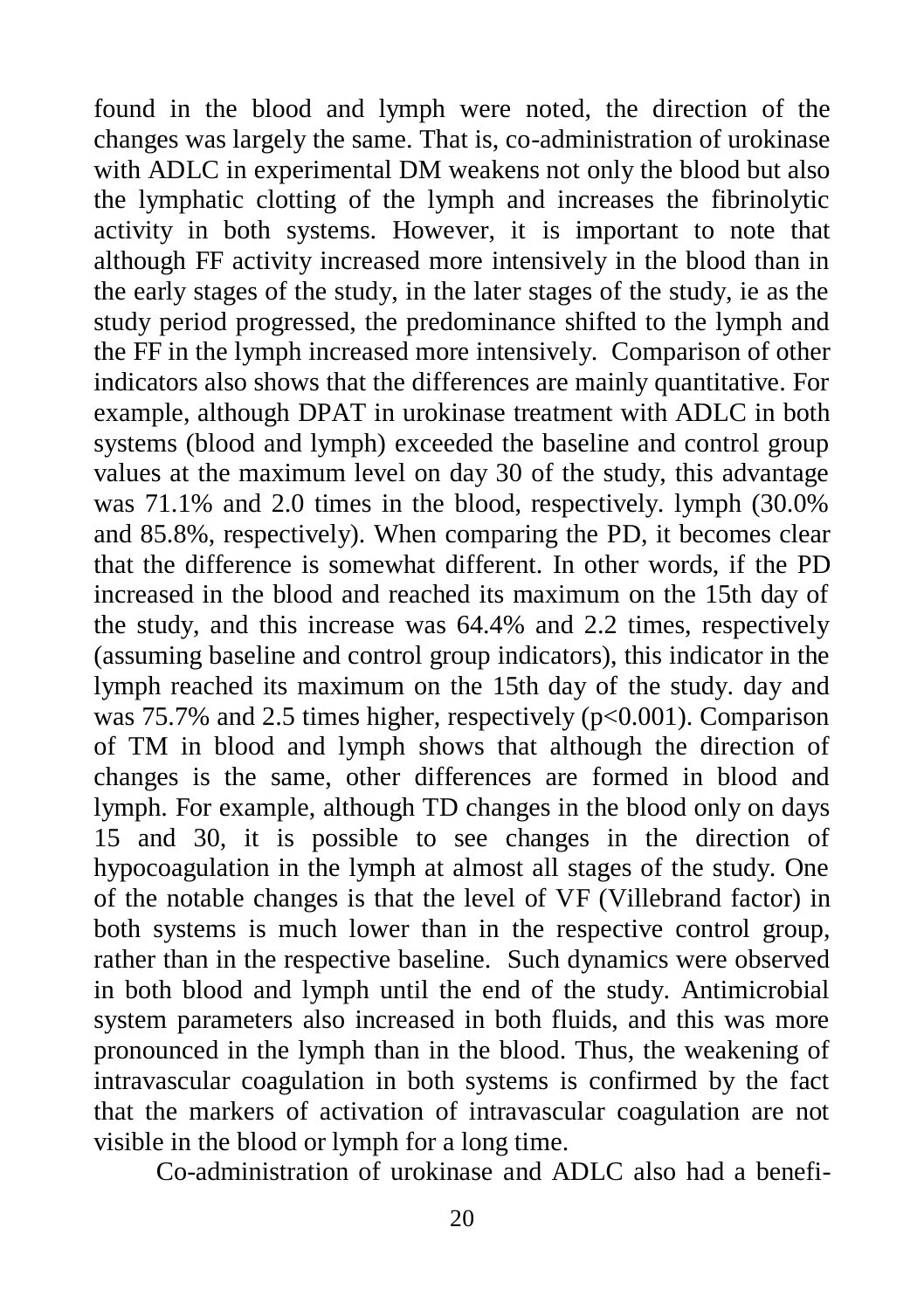found in the blood and lymph were noted, the direction of the changes was largely the same. That is, co-administration of urokinase with ADLC in experimental DM weakens not only the blood but also the lymphatic clotting of the lymph and increases the fibrinolytic activity in both systems. However, it is important to note that although FF activity increased more intensively in the blood than in the early stages of the study, in the later stages of the study, ie as the study period progressed, the predominance shifted to the lymph and the FF in the lymph increased more intensively. Comparison of other indicators also shows that the differences are mainly quantitative. For example, although DPAT in urokinase treatment with ADLC in both systems (blood and lymph) exceeded the baseline and control group values at the maximum level on day 30 of the study, this advantage was 71.1% and 2.0 times in the blood, respectively. lymph (30.0% and 85.8%, respectively). When comparing the PD, it becomes clear that the difference is somewhat different. In other words, if the PD increased in the blood and reached its maximum on the 15th day of the study, and this increase was 64.4% and 2.2 times, respectively (assuming baseline and control group indicators), this indicator in the lymph reached its maximum on the 15th day of the study. day and was 75.7% and 2.5 times higher, respectively ($p<0.001$). Comparison of TM in blood and lymph shows that although the direction of changes is the same, other differences are formed in blood and lymph. For example, although TD changes in the blood only on days 15 and 30, it is possible to see changes in the direction of hypocoagulation in the lymph at almost all stages of the study. One of the notable changes is that the level of VF (Villebrand factor) in both systems is much lower than in the respective control group, rather than in the respective baseline. Such dynamics were observed in both blood and lymph until the end of the study. Antimicrobial system parameters also increased in both fluids, and this was more pronounced in the lymph than in the blood. Thus, the weakening of intravascular coagulation in both systems is confirmed by the fact that the markers of activation of intravascular coagulation are not visible in the blood or lymph for a long time.

Co-administration of urokinase and ADLC also had a benefi-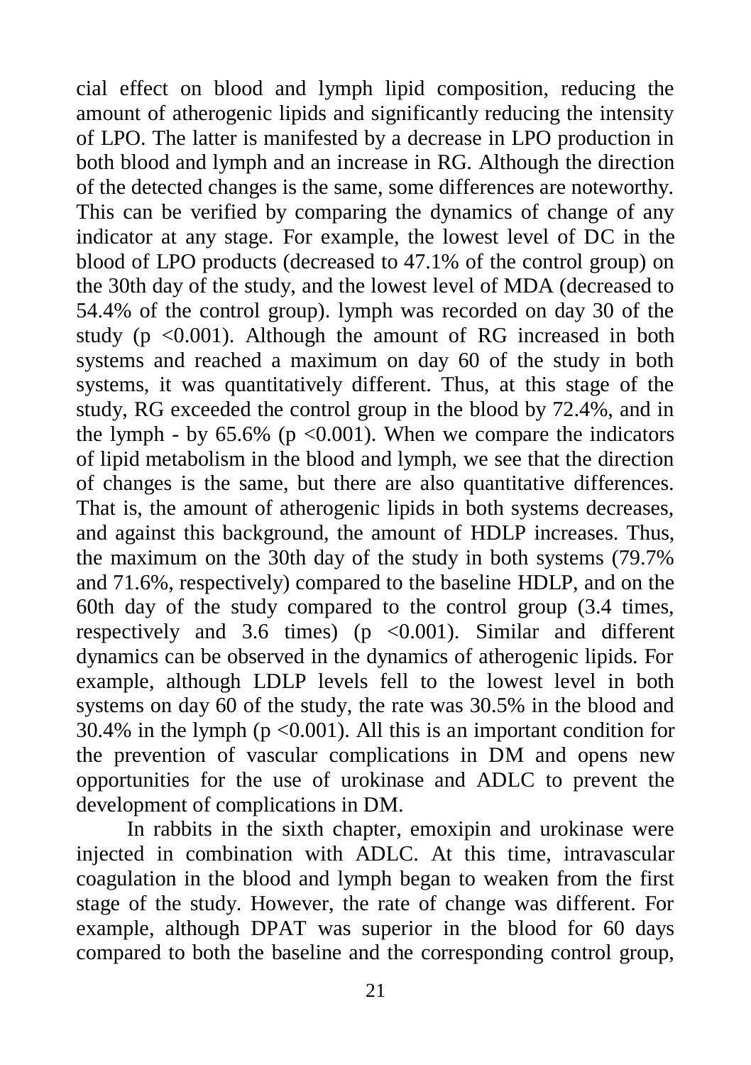cial effect on blood and lymph lipid composition, reducing the amount of atherogenic lipids and significantly reducing the intensity of LPO. The latter is manifested by a decrease in LPO production in both blood and lymph and an increase in RG. Although the direction of the detected changes is the same, some differences are noteworthy. This can be verified by comparing the dynamics of change of any indicator at any stage. For example, the lowest level of DC in the blood of LPO products (decreased to 47.1% of the control group) on the 30th day of the study, and the lowest level of MDA (decreased to 54.4% of the control group). lymph was recorded on day 30 of the study ($p < 0.001$). Although the amount of RG increased in both systems and reached a maximum on day 60 of the study in both systems, it was quantitatively different. Thus, at this stage of the study, RG exceeded the control group in the blood by 72.4%, and in the lymph - by 65.6% ($p < 0.001$). When we compare the indicators of lipid metabolism in the blood and lymph, we see that the direction of changes is the same, but there are also quantitative differences. That is, the amount of atherogenic lipids in both systems decreases, and against this background, the amount of HDLP increases. Thus, the maximum on the 30th day of the study in both systems (79.7% and 71.6%, respectively) compared to the baseline HDLP, and on the 60th day of the study compared to the control group (3.4 times, respectively and 3.6 times) ($p < 0.001$). Similar and different dynamics can be observed in the dynamics of atherogenic lipids. For example, although LDLP levels fell to the lowest level in both systems on day 60 of the study, the rate was 30.5% in the blood and 30.4% in the lymph ($p < 0.001$). All this is an important condition for the prevention of vascular complications in DM and opens new opportunities for the use of urokinase and ADLC to prevent the development of complications in DM.

In rabbits in the sixth chapter, emoxipin and urokinase were injected in combination with ADLC. At this time, intravascular coagulation in the blood and lymph began to weaken from the first stage of the study. However, the rate of change was different. For example, although DPAT was superior in the blood for 60 days compared to both the baseline and the corresponding control group,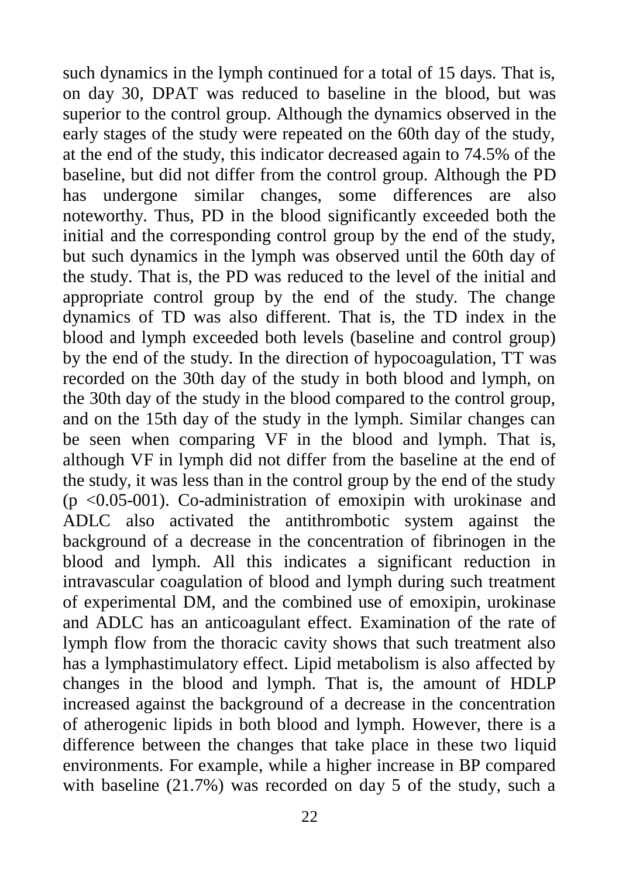such dynamics in the lymph continued for a total of 15 days. That is, on day 30, DPAT was reduced to baseline in the blood, but was superior to the control group. Although the dynamics observed in the early stages of the study were repeated on the 60th day of the study, at the end of the study, this indicator decreased again to 74.5% of the baseline, but did not differ from the control group. Although the PD has undergone similar changes, some differences are also noteworthy. Thus, PD in the blood significantly exceeded both the initial and the corresponding control group by the end of the study, but such dynamics in the lymph was observed until the 60th day of the study. That is, the PD was reduced to the level of the initial and appropriate control group by the end of the study. The change dynamics of TD was also different. That is, the TD index in the blood and lymph exceeded both levels (baseline and control group) by the end of the study. In the direction of hypocoagulation, TT was recorded on the 30th day of the study in both blood and lymph, on the 30th day of the study in the blood compared to the control group, and on the 15th day of the study in the lymph. Similar changes can be seen when comparing VF in the blood and lymph. That is, although VF in lymph did not differ from the baseline at the end of the study, it was less than in the control group by the end of the study ($p$ <0.05-001). Co-administration of emoxipin with urokinase and ADLC also activated the antithrombotic system against the background of a decrease in the concentration of fibrinogen in the blood and lymph. All this indicates a significant reduction in intravascular coagulation of blood and lymph during such treatment of experimental DM, and the combined use of emoxipin, urokinase and ADLC has an anticoagulant effect. Examination of the rate of lymph flow from the thoracic cavity shows that such treatment also has a lymphastimulatory effect. Lipid metabolism is also affected by changes in the blood and lymph. That is, the amount of HDLP increased against the background of a decrease in the concentration of atherogenic lipids in both blood and lymph. However, there is a difference between the changes that take place in these two liquid environments. For example, while a higher increase in BP compared with baseline (21.7%) was recorded on day 5 of the study, such a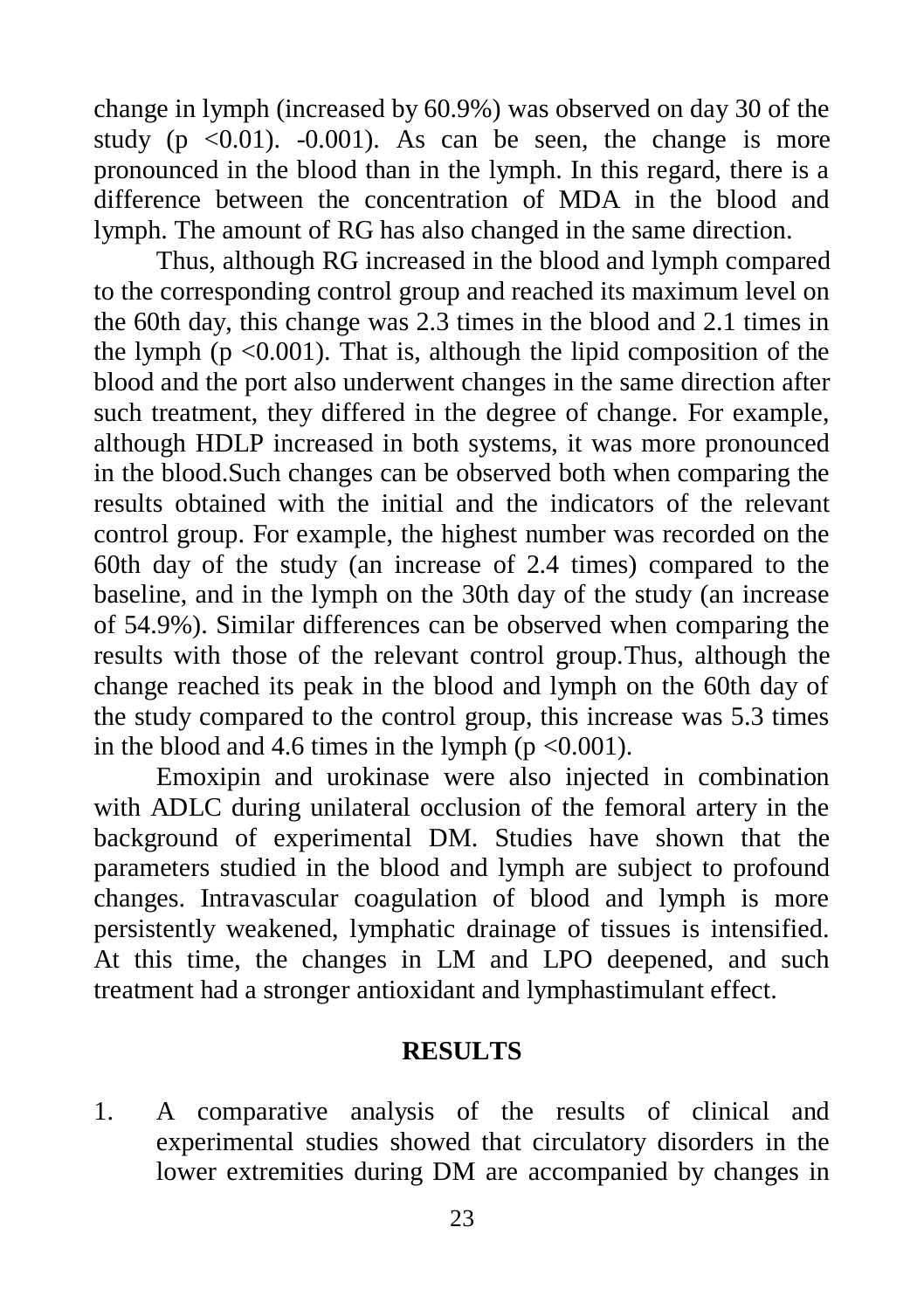change in lymph (increased by 60.9%) was observed on day 30 of the study ($p < 0.01$). -0.001). As can be seen, the change is more pronounced in the blood than in the lymph. In this regard, there is a difference between the concentration of MDA in the blood and lymph. The amount of RG has also changed in the same direction.

Thus, although RG increased in the blood and lymph compared to the corresponding control group and reached its maximum level on the 60th day, this change was 2.3 times in the blood and 2.1 times in the lymph ($p < 0.001$). That is, although the lipid composition of the blood and the port also underwent changes in the same direction after such treatment, they differed in the degree of change. For example, although HDLP increased in both systems, it was more pronounced in the blood.Such changes can be observed both when comparing the results obtained with the initial and the indicators of the relevant control group. For example, the highest number was recorded on the 60th day of the study (an increase of 2.4 times) compared to the baseline, and in the lymph on the 30th day of the study (an increase of 54.9%). Similar differences can be observed when comparing the results with those of the relevant control group.Thus, although the change reached its peak in the blood and lymph on the 60th day of the study compared to the control group, this increase was 5.3 times in the blood and 4.6 times in the lymph ($p < 0.001$).

Emoxipin and urokinase were also injected in combination with ADLC during unilateral occlusion of the femoral artery in the background of experimental DM. Studies have shown that the parameters studied in the blood and lymph are subject to profound changes. Intravascular coagulation of blood and lymph is more persistently weakened, lymphatic drainage of tissues is intensified. At this time, the changes in LM and LPO deepened, and such treatment had a stronger antioxidant and lymphastimulant effect.

## RESULTS

1. A comparative analysis of the results of clinical and experimental studies showed that circulatory disorders in the lower extremities during DM are accompanied by changes in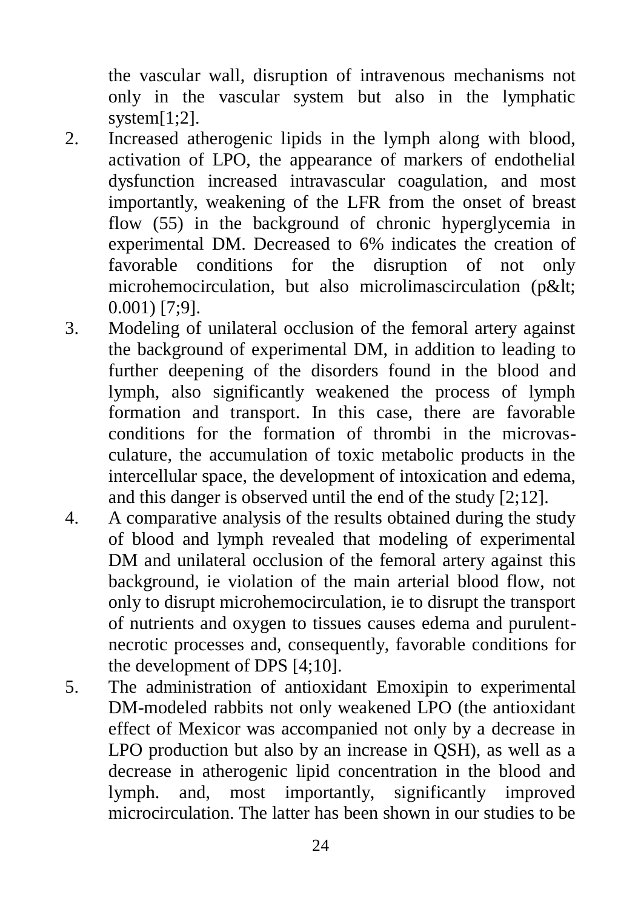the vascular wall, disruption of intravenous mechanisms not only in the vascular system but also in the lymphatic system[1;2].

2. Increased atherogenic lipids in the lymph along with blood, activation of LPO, the appearance of markers of endothelial dysfunction increased intravascular coagulation, and most importantly, weakening of the LFR from the onset of breast flow (55) in the background of chronic hyperglycemia in experimental DM. Decreased to 6% indicates the creation of favorable conditions for the disruption of not only microhemocirculation, but also microlimascirculation (p&lt; 0.001) [7;9].
3. Modeling of unilateral occlusion of the femoral artery against the background of experimental DM, in addition to leading to further deepening of the disorders found in the blood and lymph, also significantly weakened the process of lymph formation and transport. In this case, there are favorable conditions for the formation of thrombi in the microvasculature, the accumulation of toxic metabolic products in the intercellular space, the development of intoxication and edema, and this danger is observed until the end of the study [2;12].
4. A comparative analysis of the results obtained during the study of blood and lymph revealed that modeling of experimental DM and unilateral occlusion of the femoral artery against this background, ie violation of the main arterial blood flow, not only to disrupt microhemocirculation, ie to disrupt the transport of nutrients and oxygen to tissues causes edema and purulent-necrotic processes and, consequently, favorable conditions for the development of DPS [4;10].
5. The administration of antioxidant Emoxipin to experimental DM-modeled rabbits not only weakened LPO (the antioxidant effect of Mexicor was accompanied not only by a decrease in LPO production but also by an increase in QSH), as well as a decrease in atherogenic lipid concentration in the blood and lymph. and, most importantly, significantly improved microcirculation. The latter has been shown in our studies to be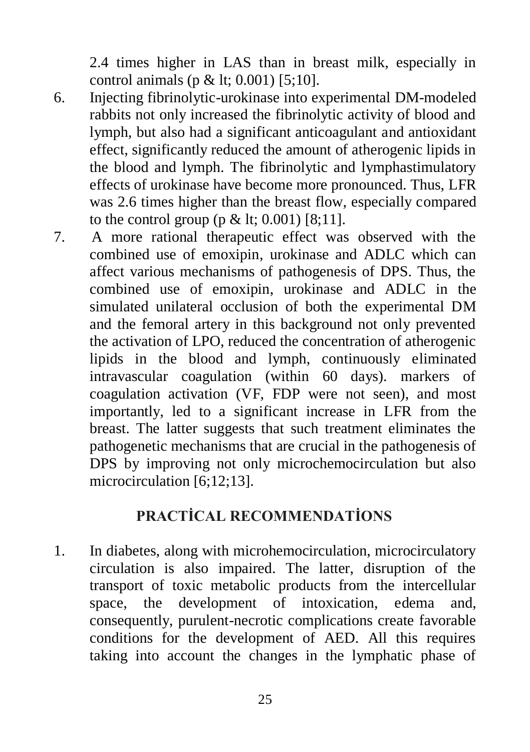2.4 times higher in LAS than in breast milk, especially in control animals (p & lt; 0.001) [5;10].

6. Injecting fibrinolytic-urokinase into experimental DM-modeled rabbits not only increased the fibrinolytic activity of blood and lymph, but also had a significant anticoagulant and antioxidant effect, significantly reduced the amount of atherogenic lipids in the blood and lymph. The fibrinolytic and lymphastimulatory effects of urokinase have become more pronounced. Thus, LFR was 2.6 times higher than the breast flow, especially compared to the control group (p & lt; 0.001) [8;11].
7. A more rational therapeutic effect was observed with the combined use of emoxipin, urokinase and ADLC which can affect various mechanisms of pathogenesis of DPS. Thus, the combined use of emoxipin, urokinase and ADLC in the simulated unilateral occlusion of both the experimental DM and the femoral artery in this background not only prevented the activation of LPO, reduced the concentration of atherogenic lipids in the blood and lymph, continuously eliminated intravascular coagulation (within 60 days). markers of coagulation activation (VF, FDP were not seen), and most importantly, led to a significant increase in LFR from the breast. The latter suggests that such treatment eliminates the pathogenetic mechanisms that are crucial in the pathogenesis of DPS by improving not only microchemocirculation but also microcirculation [6;12;13].

## PRACTİCAL RECOMMENDATİONS

1. In diabetes, along with microhemocirculation, microcirculatory circulation is also impaired. The latter, disruption of the transport of toxic metabolic products from the intercellular space, the development of intoxication, edema and, consequently, purulent-necrotic complications create favorable conditions for the development of AED. All this requires taking into account the changes in the lymphatic phase of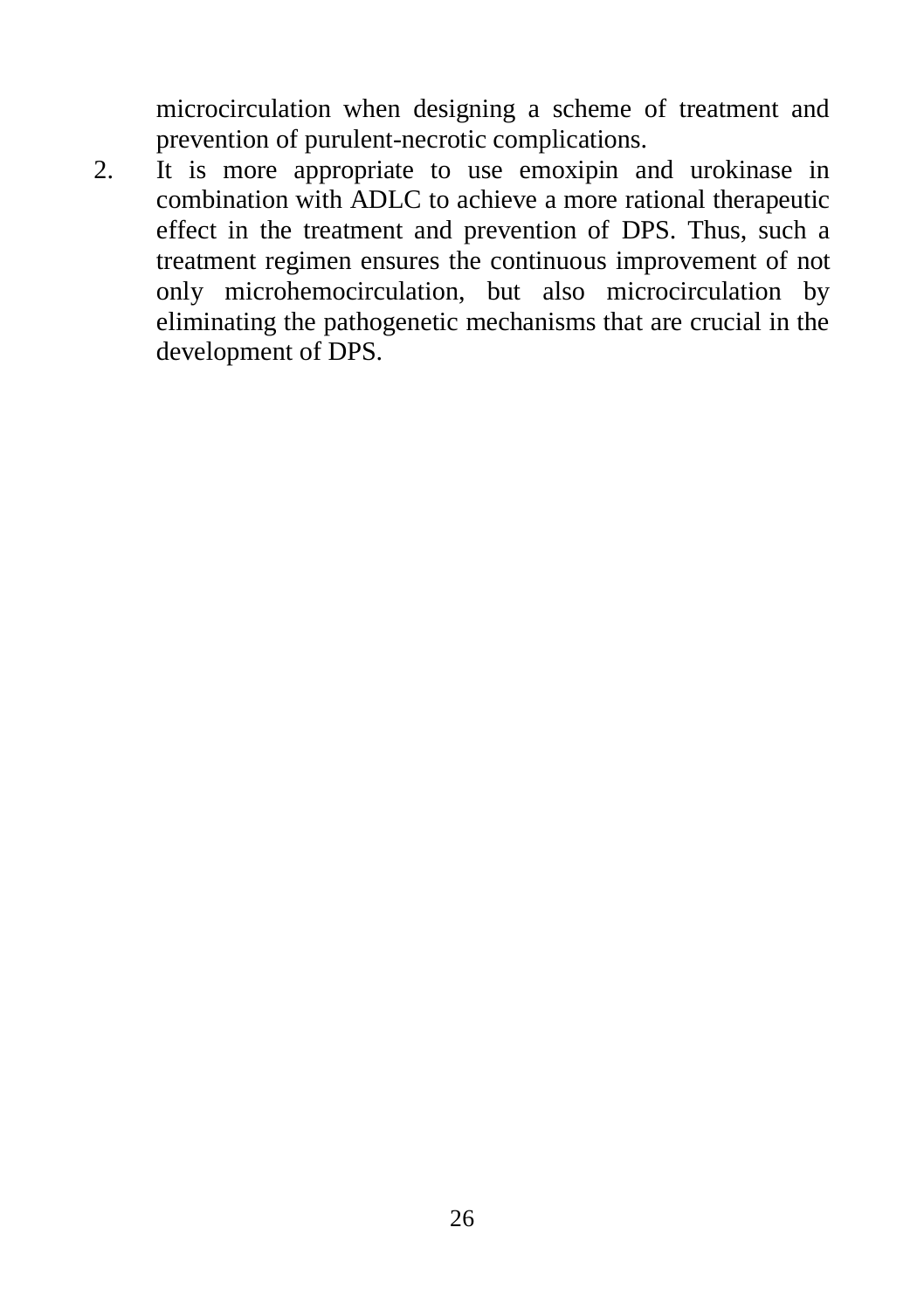microcirculation when designing a scheme of treatment and prevention of purulent-necrotic complications.

2. It is more appropriate to use emoxipin and urokinase in combination with ADLC to achieve a more rational therapeutic effect in the treatment and prevention of DPS. Thus, such a treatment regimen ensures the continuous improvement of not only microhemocirculation, but also microcirculation by eliminating the pathogenetic mechanisms that are crucial in the development of DPS.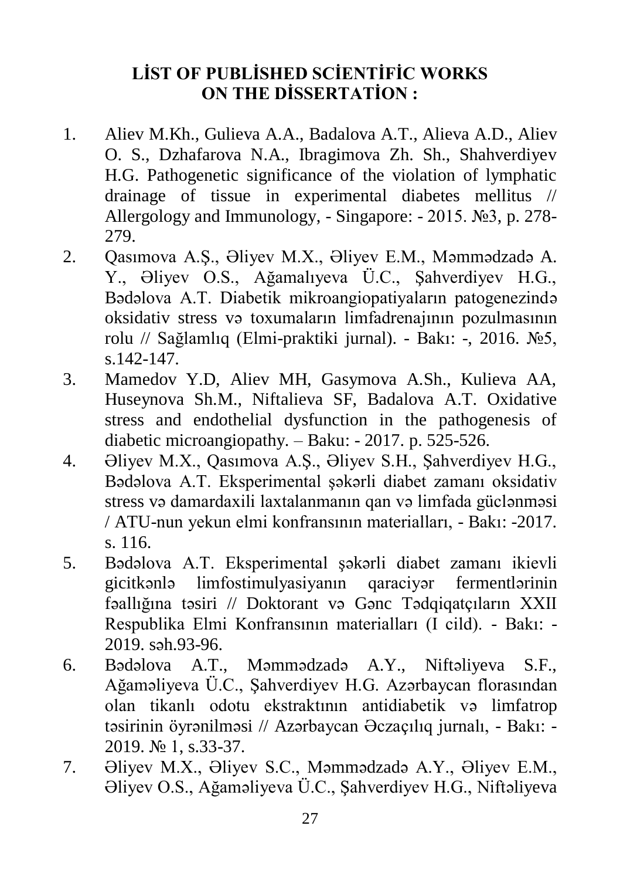## LİST OF PUBLİSHED SCİENTİFİC WORKS ON THE DİSSERTATİON :

1. Aliev M.Kh., Gulieva A.A., Badalova A.T., Alieva A.D., Aliev O. S., Dzhafarova N.A., Ibragimova Zh. Sh., Shahverdiyev H.G. Pathogenetic significance of the violation of lymphatic drainage of tissue in experimental diabetes mellitus // Allergology and Immunology, - Singapore: - 2015. №3, p. 278-279.
2. Qasımova A.Ş., Əliyev M.X., Əliyev E.M., Məmmədzadə A. Y., Əliyev O.S., Ağamalıyeva Ü.C., Şahverdiyev H.G., Bədəlova A.T. Diabetik mikroangiopatiyaların patogenezində oksidativ stress və toxumaların limfadrenajının pozulmasının rolu // Sağlamlıq (Elmi-praktiki jurnal). - Bakı: -, 2016. №5, s.142-147.
3. Mamedov Y.D, Aliev MH, Gasymova A.Sh., Kulieva AA, Huseynova Sh.M., Niftalieva SF, Badalova A.T. Oxidative stress and endothelial dysfunction in the pathogenesis of diabetic microangiopathy. – Baku: - 2017. p. 525-526.
4. Əliyev M.X., Qasımova A.Ş., Əliyev S.H., Şahverdiyev H.G., Bədəlova A.T. Eksperimental şəkərli diabet zamanı oksidativ stress və damardaxili laxtalanmanın qan və limfada güclənməsi / ATU-nun yekun elmi konfransının materialları, - Bakı: -2017. s. 116.
5. Bədəlova A.T. Eksperimental şəkərli diabet zamanı ikievli gicitkənlə limfostimulyasiyanın qaraciyər fermentlərinin fəallığına təsiri // Doktorant və Gənc Tədqiqatçıların XXII Respublika Elmi Konfransının materialları (I cild). - Bakı: - 2019. səh.93-96.
6. Bədəlova A.T., Məmmədzadə A.Y., Niftəliyeva S.F., Ağaməliyeva Ü.C., Şahverdiyev H.G. Azərbaycan florasından olan tikanlı odotu ekstraktının antidiabetik və limfatrop təsirinin öyrənilməsi // Azərbaycan Əczaçılıq jurnalı, - Bakı: - 2019. № 1, s.33-37.
7. Əliyev M.X., Əliyev S.C., Məmmədzadə A.Y., Əliyev E.M., Əliyev O.S., Ağaməliyeva Ü.C., Şahverdiyev H.G., Niftəliyeva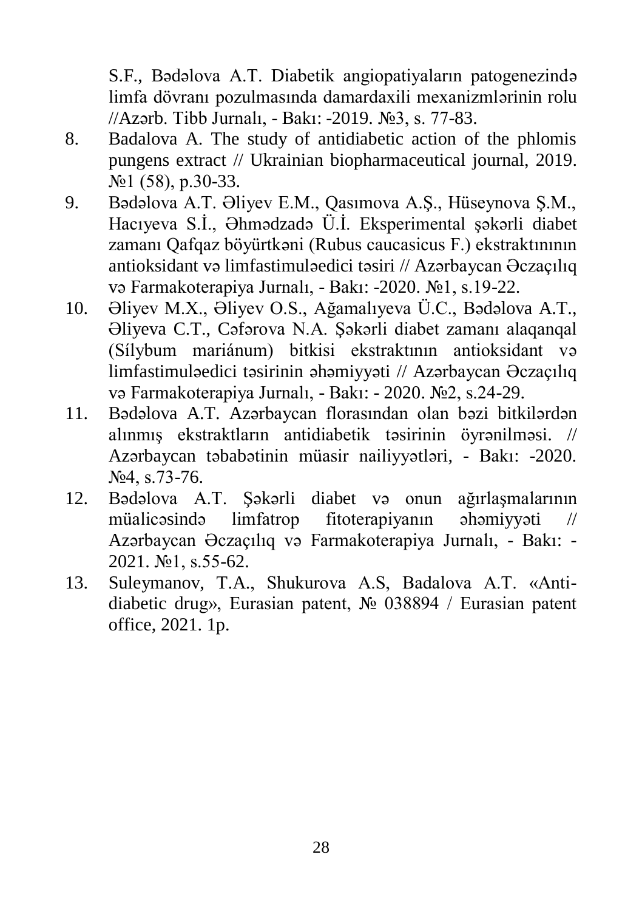S.F., Bədəlova A.T. Diabetik angiopatiyaların patogenezində limfa dövranı pozulmasında damardaxili mexanizmlərinin rolu //Azərb. Tibb Jurnalı, - Bakı: -2019. №3, s. 77-83.

8. Badalova A. The study of antidiabetic action of the phlomis pungens extract // Ukrainian biopharmaceutical journal, 2019. №1 (58), p.30-33.
9. Bədəlova A.T. Əliyev E.M., Qasımova A.Ş., Hüseynova Ş.M., Hacıyeva S.İ., Əhmədzadə Ü.İ. Eksperimental şəkərli diabet zamanı Qafqaz böyürtkəni (Rubus caucasicus F.) ekstraktınının antioksidant və limfastimuləedici təsiri // Azərbaycan Əczaçılıq və Farmakoterapiya Jurnalı, - Bakı: -2020. №1, s.19-22.
10. Əliyev M.X., Əliyev O.S., Ağamalıyeva Ü.C., Bədəlova A.T., Əliyeva C.T., Cəfərova N.A. Şəkərli diabet zamanı alaqanqal (Sílybum mariánum) bitkisi ekstraktının antioksidant və limfastimuləedici təsirinin əhəmiyyəti // Azərbaycan Əczaçılıq və Farmakoterapiya Jurnalı, - Bakı: - 2020. №2, s.24-29.
11. Bədəlova A.T. Azərbaycan florasından olan bəzi bitkilərdən alınmış ekstraktların antidiabetik təsirinin öyrənilməsi. // Azərbaycan təbabətinin müasir nailiyyətləri, - Bakı: -2020. №4, s.73-76.
12. Bədəlova A.T. Şəkərli diabet və onun ağırlaşmalarının müalicəsində limfatrop fitoterapiyanın əhəmiyyəti // Azərbaycan Əczaçılıq və Farmakoterapiya Jurnalı, - Bakı: - 2021. №1, s.55-62.
13. Suleymanov, T.A., Shukurova A.S, Badalova A.T. «Anti-diabetic drug», Eurasian patent, № 038894 / Eurasian patent office, 2021. 1p.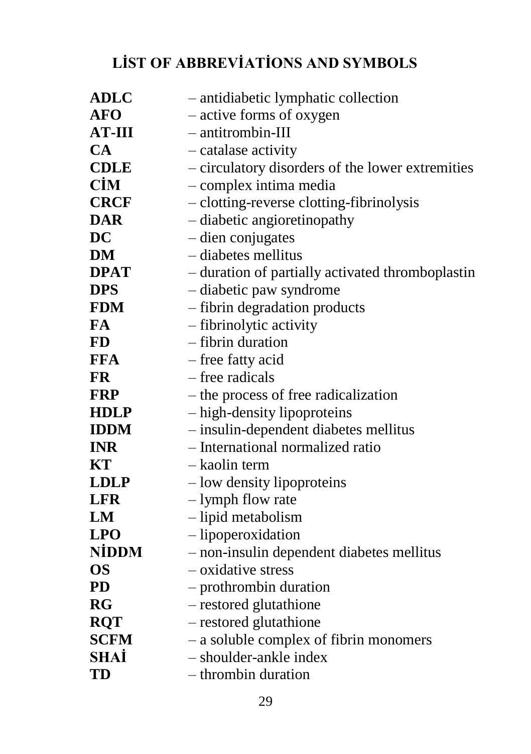# LİST OF ABBREVİATİONS AND SYMBOLS

**ADLC** – antidiabetic lymphatic collection
**AFO** – active forms of oxygen
**AT-III** – antitrombin-III
**CA** – catalase activity
**CDLE** – circulatory disorders of the lower extremities
**CİM** – complex intima media
**CRCF** – clotting-reverse clotting-fibrinolysis
**DAR** – diabetic angioretinopathy
**DC** – dien conjugates
**DM** – diabetes mellitus
**DPAT** – duration of partially activated thromboplastin
**DPS** – diabetic paw syndrome
**FDM** – fibrin degradation products
**FA** – fibrinolytic activity
**FD** – fibrin duration
**FFA** – free fatty acid
**FR** – free radicals
**FRP** – the process of free radicalization
**HDLP** – high-density lipoproteins
**IDDM** – insulin-dependent diabetes mellitus
**INR** – International normalized ratio
**KT** – kaolin term
**LDLP** – low density lipoproteins
**LFR** – lymph flow rate
**LM** – lipid metabolism
**LPO** – lipoperoxidation
**NİDDM** – non-insulin dependent diabetes mellitus
**OS** – oxidative stress
**PD** – prothrombin duration
**RG** – restored glutathione
**RQT** – restored glutathione
**SCFM** – a soluble complex of fibrin monomers
**SHAİ** – shoulder-ankle index
**TD** – thrombin duration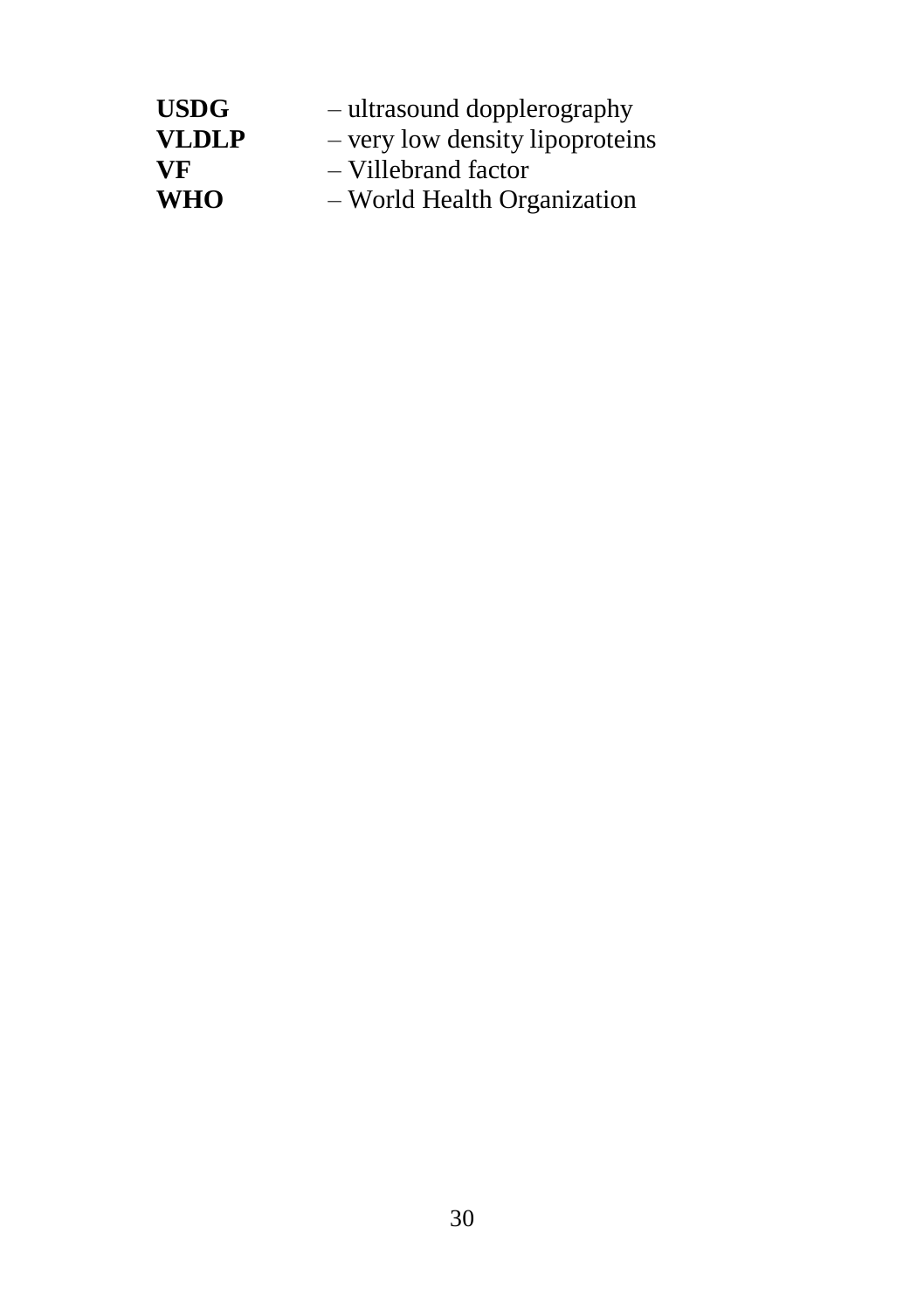**USDG** – ultrasound dopplerography
**VLDLP** – very low density lipoproteins
**VF** – Villebrand factor
**WHO** – World Health Organization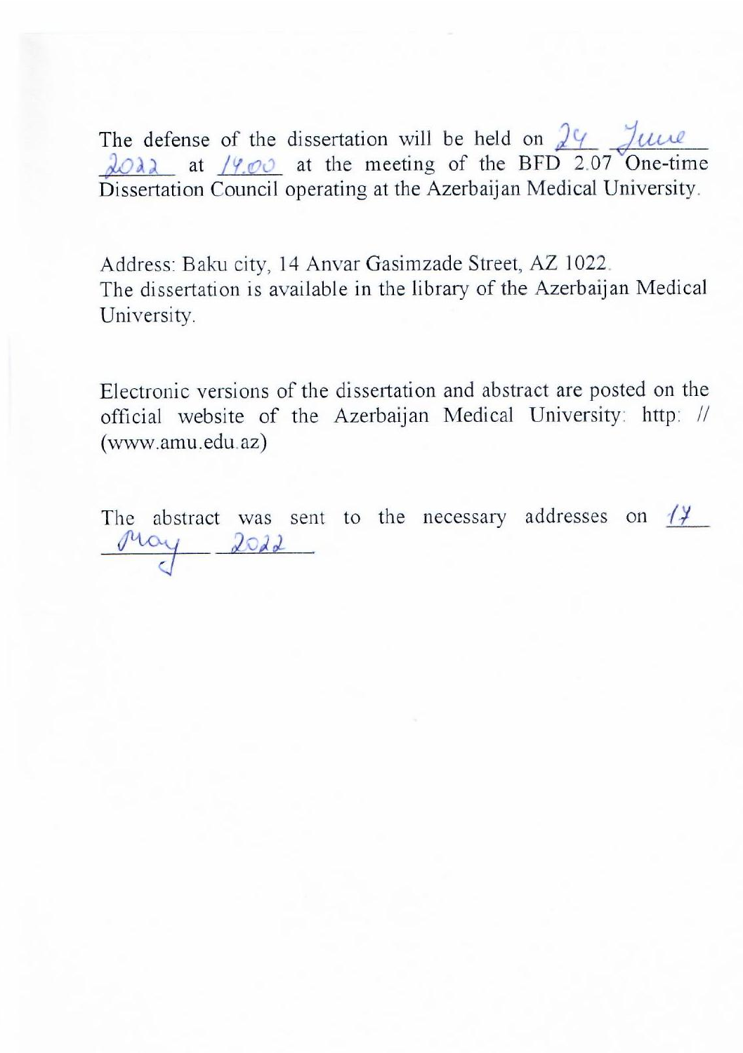The defense of the dissertation will be held on 24 June 2022 at 14.00 at the meeting of the BFD 2.07 One-time Dissertation Council operating at the Azerbaijan Medical University.

Address: Baku city, 14 Anvar Gasimzade Street, AZ 1022.
The dissertation is available in the library of the Azerbaijan Medical University.

Electronic versions of the dissertation and abstract are posted on the official website of the Azerbaijan Medical University: http: // (www.amu.edu.az)

The abstract was sent to the necessary addresses on 17 May 2022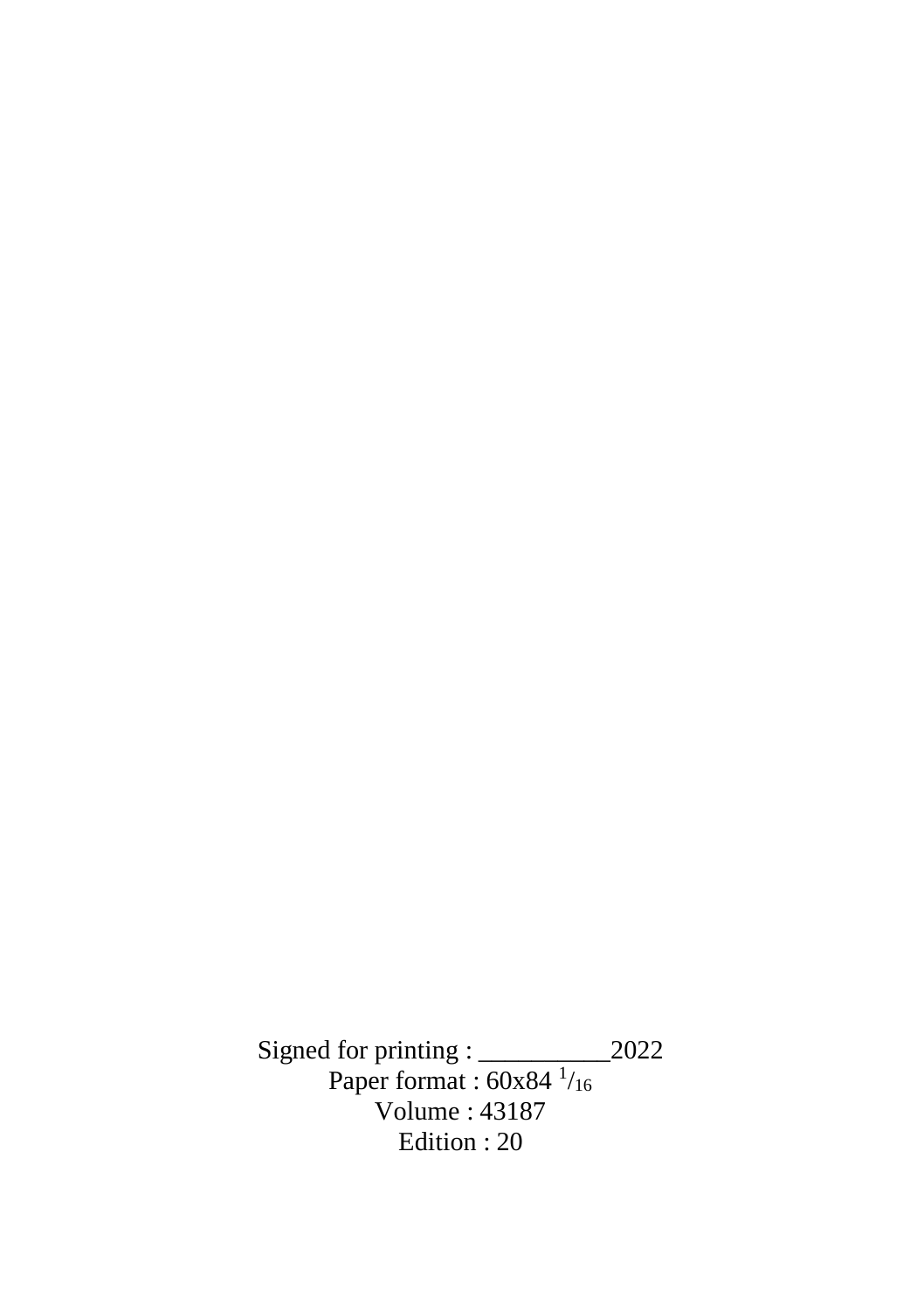Signed for printing : ___________2022

Paper format : 60x84 $^{1}/_{16}$

Volume : 43187

Edition : 20